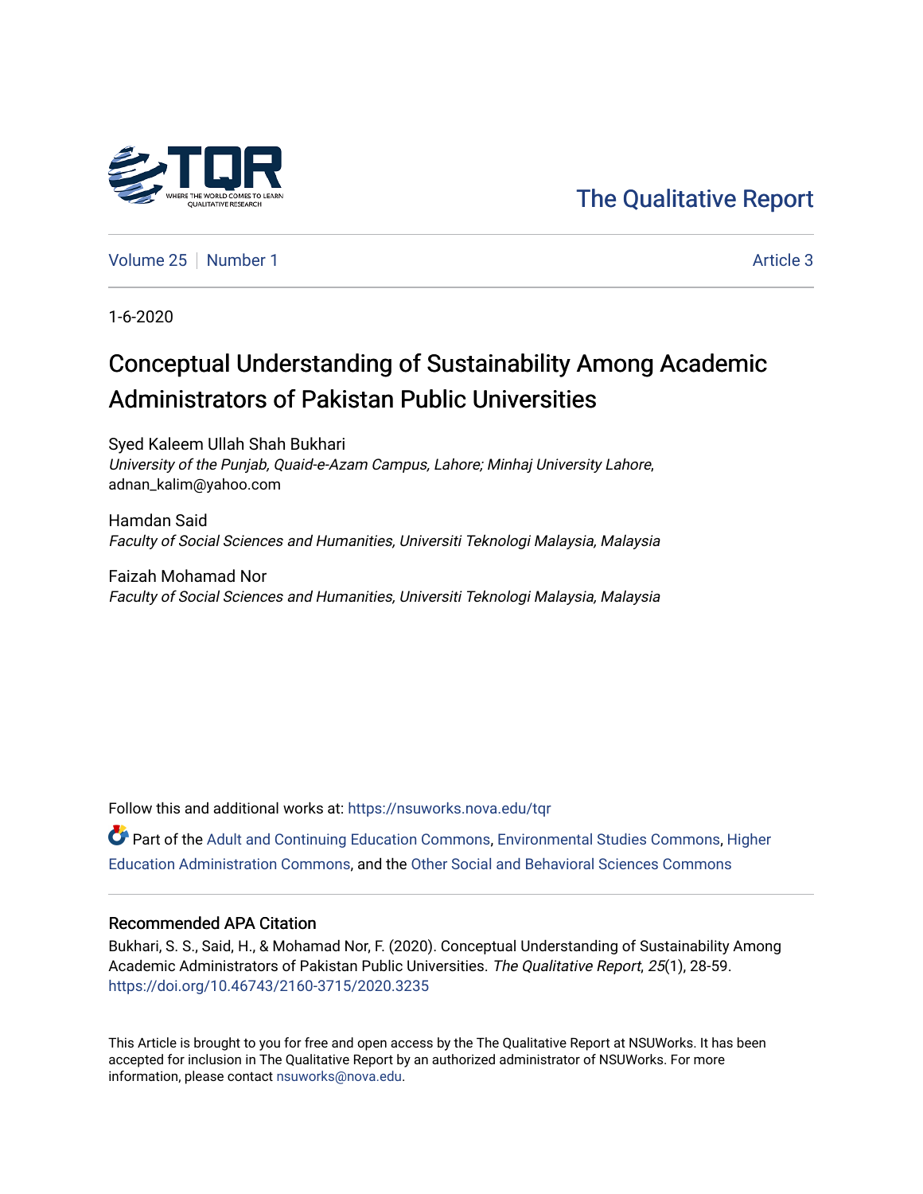The Qualitative Report

Volume 25 | Number 1 | Article 3

1-6-2020

# Conceptual Understanding of Sustainability Among Academic Administrators of Pakistan Public Universities

Syed Kaleem Ullah Shah Bukhari
*University of the Punjab, Quaid-e-Azam Campus, Lahore; Minhaj University Lahore*, adnan_kalim@yahoo.com

Hamdan Said
*Faculty of Social Sciences and Humanities, Universiti Teknologi Malaysia, Malaysia*

Faizah Mohamad Nor
*Faculty of Social Sciences and Humanities, Universiti Teknologi Malaysia, Malaysia*

Follow this and additional works at: https://nsuworks.nova.edu/tqr

Part of the Adult and Continuing Education Commons, Environmental Studies Commons, Higher Education Administration Commons, and the Other Social and Behavioral Sciences Commons

## Recommended APA Citation

Bukhari, S. S., Said, H., & Mohamad Nor, F. (2020). Conceptual Understanding of Sustainability Among Academic Administrators of Pakistan Public Universities. *The Qualitative Report*, *25*(1), 28-59. https://doi.org/10.46743/2160-3715/2020.3235

This Article is brought to you for free and open access by the The Qualitative Report at NSUWorks. It has been accepted for inclusion in The Qualitative Report by an authorized administrator of NSUWorks. For more information, please contact nsuworks@nova.edu.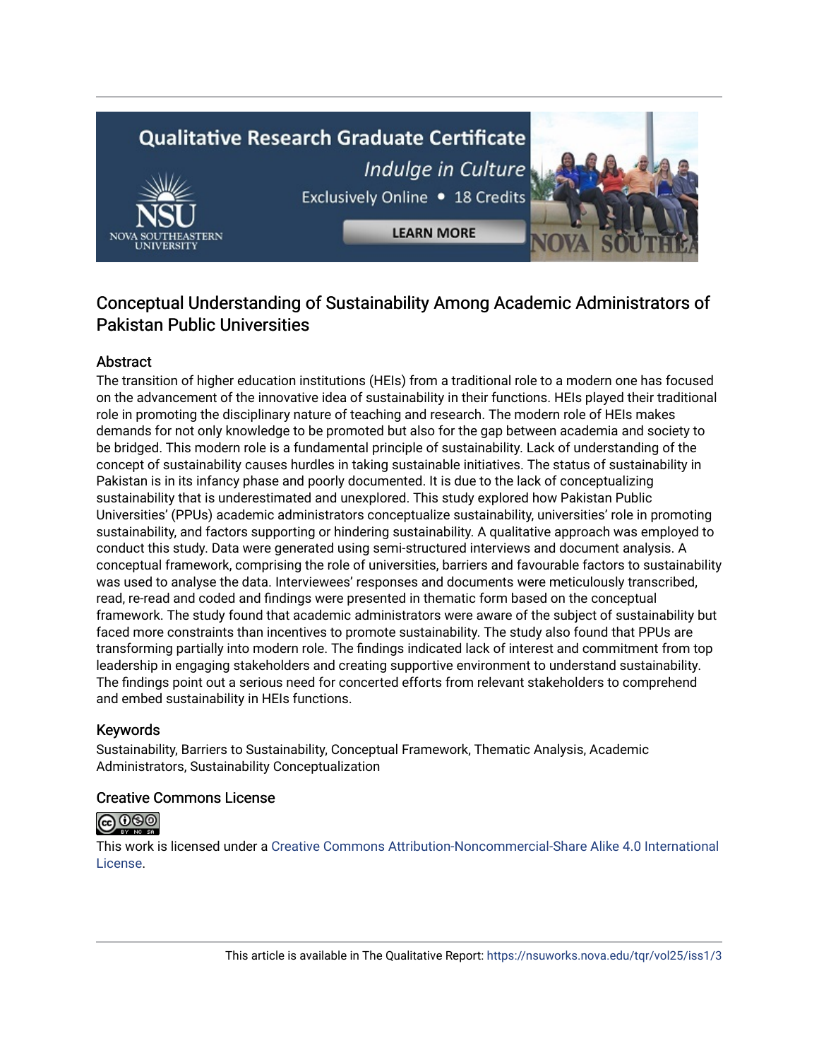# Conceptual Understanding of Sustainability Among Academic Administrators of Pakistan Public Universities

## Abstract

The transition of higher education institutions (HEIs) from a traditional role to a modern one has focused on the advancement of the innovative idea of sustainability in their functions. HEIs played their traditional role in promoting the disciplinary nature of teaching and research. The modern role of HEIs makes demands for not only knowledge to be promoted but also for the gap between academia and society to be bridged. This modern role is a fundamental principle of sustainability. Lack of understanding of the concept of sustainability causes hurdles in taking sustainable initiatives. The status of sustainability in Pakistan is in its infancy phase and poorly documented. It is due to the lack of conceptualizing sustainability that is underestimated and unexplored. This study explored how Pakistan Public Universities' (PPUs) academic administrators conceptualize sustainability, universities' role in promoting sustainability, and factors supporting or hindering sustainability. A qualitative approach was employed to conduct this study. Data were generated using semi-structured interviews and document analysis. A conceptual framework, comprising the role of universities, barriers and favourable factors to sustainability was used to analyse the data. Interviewees' responses and documents were meticulously transcribed, read, re-read and coded and findings were presented in thematic form based on the conceptual framework. The study found that academic administrators were aware of the subject of sustainability but faced more constraints than incentives to promote sustainability. The study also found that PPUs are transforming partially into modern role. The findings indicated lack of interest and commitment from top leadership in engaging stakeholders and creating supportive environment to understand sustainability. The findings point out a serious need for concerted efforts from relevant stakeholders to comprehend and embed sustainability in HEIs functions.

## Keywords

Sustainability, Barriers to Sustainability, Conceptual Framework, Thematic Analysis, Academic Administrators, Sustainability Conceptualization

## Creative Commons License

This work is licensed under a Creative Commons Attribution-Noncommercial-Share Alike 4.0 International License.

This article is available in The Qualitative Report: https://nsuworks.nova.edu/tqr/vol25/iss1/3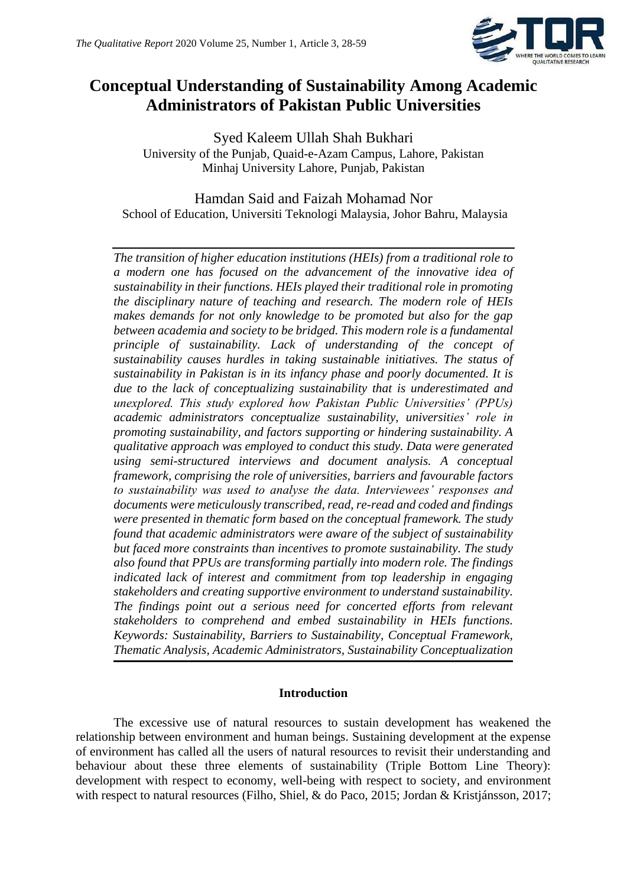# Conceptual Understanding of Sustainability Among Academic Administrators of Pakistan Public Universities

Syed Kaleem Ullah Shah Bukhari
University of the Punjab, Quaid-e-Azam Campus, Lahore, Pakistan
Minhaj University Lahore, Punjab, Pakistan

Hamdan Said and Faizah Mohamad Nor
School of Education, Universiti Teknologi Malaysia, Johor Bahru, Malaysia

*The transition of higher education institutions (HEIs) from a traditional role to a modern one has focused on the advancement of the innovative idea of sustainability in their functions. HEIs played their traditional role in promoting the disciplinary nature of teaching and research. The modern role of HEIs makes demands for not only knowledge to be promoted but also for the gap between academia and society to be bridged. This modern role is a fundamental principle of sustainability. Lack of understanding of the concept of sustainability causes hurdles in taking sustainable initiatives. The status of sustainability in Pakistan is in its infancy phase and poorly documented. It is due to the lack of conceptualizing sustainability that is underestimated and unexplored. This study explored how Pakistan Public Universities' (PPUs) academic administrators conceptualize sustainability, universities' role in promoting sustainability, and factors supporting or hindering sustainability. A qualitative approach was employed to conduct this study. Data were generated using semi-structured interviews and document analysis. A conceptual framework, comprising the role of universities, barriers and favourable factors to sustainability was used to analyse the data. Interviewees' responses and documents were meticulously transcribed, read, re-read and coded and findings were presented in thematic form based on the conceptual framework. The study found that academic administrators were aware of the subject of sustainability but faced more constraints than incentives to promote sustainability. The study also found that PPUs are transforming partially into modern role. The findings indicated lack of interest and commitment from top leadership in engaging stakeholders and creating supportive environment to understand sustainability. The findings point out a serious need for concerted efforts from relevant stakeholders to comprehend and embed sustainability in HEIs functions. Keywords: Sustainability, Barriers to Sustainability, Conceptual Framework, Thematic Analysis, Academic Administrators, Sustainability Conceptualization*

## Introduction

The excessive use of natural resources to sustain development has weakened the relationship between environment and human beings. Sustaining development at the expense of environment has called all the users of natural resources to revisit their understanding and behaviour about these three elements of sustainability (Triple Bottom Line Theory): development with respect to economy, well-being with respect to society, and environment with respect to natural resources (Filho, Shiel, & do Paco, 2015; Jordan & Kristjánsson, 2017;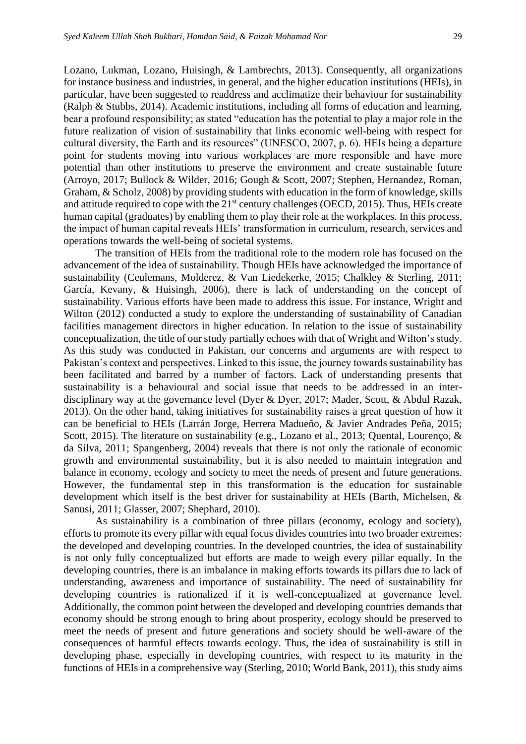Lozano, Lukman, Lozano, Huisingh, & Lambrechts, 2013). Consequently, all organizations for instance business and industries, in general, and the higher education institutions (HEIs), in particular, have been suggested to readdress and acclimatize their behaviour for sustainability (Ralph & Stubbs, 2014). Academic institutions, including all forms of education and learning, bear a profound responsibility; as stated "education has the potential to play a major role in the future realization of vision of sustainability that links economic well-being with respect for cultural diversity, the Earth and its resources" (UNESCO, 2007, p. 6). HEIs being a departure point for students moving into various workplaces are more responsible and have more potential than other institutions to preserve the environment and create sustainable future (Arroyo, 2017; Bullock & Wilder, 2016; Gough & Scott, 2007; Stephen, Hernandez, Roman, Graham, & Scholz, 2008) by providing students with education in the form of knowledge, skills and attitude required to cope with the 21st century challenges (OECD, 2015). Thus, HEIs create human capital (graduates) by enabling them to play their role at the workplaces. In this process, the impact of human capital reveals HEIs' transformation in curriculum, research, services and operations towards the well-being of societal systems.

The transition of HEIs from the traditional role to the modern role has focused on the advancement of the idea of sustainability. Though HEIs have acknowledged the importance of sustainability (Ceulemans, Molderez, & Van Liedekerke, 2015; Chalkley & Sterling, 2011; García, Kevany, & Huisingh, 2006), there is lack of understanding on the concept of sustainability. Various efforts have been made to address this issue. For instance, Wright and Wilton (2012) conducted a study to explore the understanding of sustainability of Canadian facilities management directors in higher education. In relation to the issue of sustainability conceptualization, the title of our study partially echoes with that of Wright and Wilton's study. As this study was conducted in Pakistan, our concerns and arguments are with respect to Pakistan's context and perspectives. Linked to this issue, the journey towards sustainability has been facilitated and barred by a number of factors. Lack of understanding presents that sustainability is a behavioural and social issue that needs to be addressed in an inter-disciplinary way at the governance level (Dyer & Dyer, 2017; Mader, Scott, & Abdul Razak, 2013). On the other hand, taking initiatives for sustainability raises a great question of how it can be beneficial to HEIs (Larrán Jorge, Herrera Madueño, & Javier Andrades Peña, 2015; Scott, 2015). The literature on sustainability (e.g., Lozano et al., 2013; Quental, Lourenço, & da Silva, 2011; Spangenberg, 2004) reveals that there is not only the rationale of economic growth and environmental sustainability, but it is also needed to maintain integration and balance in economy, ecology and society to meet the needs of present and future generations. However, the fundamental step in this transformation is the education for sustainable development which itself is the best driver for sustainability at HEIs (Barth, Michelsen, & Sanusi, 2011; Glasser, 2007; Shephard, 2010).

As sustainability is a combination of three pillars (economy, ecology and society), efforts to promote its every pillar with equal focus divides countries into two broader extremes: the developed and developing countries. In the developed countries, the idea of sustainability is not only fully conceptualized but efforts are made to weigh every pillar equally. In the developing countries, there is an imbalance in making efforts towards its pillars due to lack of understanding, awareness and importance of sustainability. The need of sustainability for developing countries is rationalized if it is well-conceptualized at governance level. Additionally, the common point between the developed and developing countries demands that economy should be strong enough to bring about prosperity, ecology should be preserved to meet the needs of present and future generations and society should be well-aware of the consequences of harmful effects towards ecology. Thus, the idea of sustainability is still in developing phase, especially in developing countries, with respect to its maturity in the functions of HEIs in a comprehensive way (Sterling, 2010; World Bank, 2011), this study aims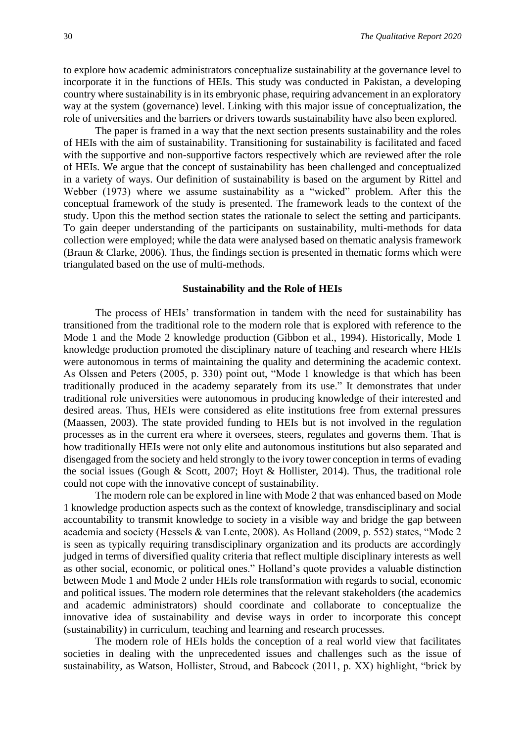to explore how academic administrators conceptualize sustainability at the governance level to incorporate it in the functions of HEIs. This study was conducted in Pakistan, a developing country where sustainability is in its embryonic phase, requiring advancement in an exploratory way at the system (governance) level. Linking with this major issue of conceptualization, the role of universities and the barriers or drivers towards sustainability have also been explored.

The paper is framed in a way that the next section presents sustainability and the roles of HEIs with the aim of sustainability. Transitioning for sustainability is facilitated and faced with the supportive and non-supportive factors respectively which are reviewed after the role of HEIs. We argue that the concept of sustainability has been challenged and conceptualized in a variety of ways. Our definition of sustainability is based on the argument by Rittel and Webber (1973) where we assume sustainability as a "wicked" problem. After this the conceptual framework of the study is presented. The framework leads to the context of the study. Upon this the method section states the rationale to select the setting and participants. To gain deeper understanding of the participants on sustainability, multi-methods for data collection were employed; while the data were analysed based on thematic analysis framework (Braun & Clarke, 2006). Thus, the findings section is presented in thematic forms which were triangulated based on the use of multi-methods.

## Sustainability and the Role of HEIs

The process of HEIs' transformation in tandem with the need for sustainability has transitioned from the traditional role to the modern role that is explored with reference to the Mode 1 and the Mode 2 knowledge production (Gibbon et al., 1994). Historically, Mode 1 knowledge production promoted the disciplinary nature of teaching and research where HEIs were autonomous in terms of maintaining the quality and determining the academic context. As Olssen and Peters (2005, p. 330) point out, "Mode 1 knowledge is that which has been traditionally produced in the academy separately from its use." It demonstrates that under traditional role universities were autonomous in producing knowledge of their interested and desired areas. Thus, HEIs were considered as elite institutions free from external pressures (Maassen, 2003). The state provided funding to HEIs but is not involved in the regulation processes as in the current era where it oversees, steers, regulates and governs them. That is how traditionally HEIs were not only elite and autonomous institutions but also separated and disengaged from the society and held strongly to the ivory tower conception in terms of evading the social issues (Gough & Scott, 2007; Hoyt & Hollister, 2014). Thus, the traditional role could not cope with the innovative concept of sustainability.

The modern role can be explored in line with Mode 2 that was enhanced based on Mode 1 knowledge production aspects such as the context of knowledge, transdisciplinary and social accountability to transmit knowledge to society in a visible way and bridge the gap between academia and society (Hessels & van Lente, 2008). As Holland (2009, p. 552) states, "Mode 2 is seen as typically requiring transdisciplinary organization and its products are accordingly judged in terms of diversified quality criteria that reflect multiple disciplinary interests as well as other social, economic, or political ones." Holland's quote provides a valuable distinction between Mode 1 and Mode 2 under HEIs role transformation with regards to social, economic and political issues. The modern role determines that the relevant stakeholders (the academics and academic administrators) should coordinate and collaborate to conceptualize the innovative idea of sustainability and devise ways in order to incorporate this concept (sustainability) in curriculum, teaching and learning and research processes.

The modern role of HEIs holds the conception of a real world view that facilitates societies in dealing with the unprecedented issues and challenges such as the issue of sustainability, as Watson, Hollister, Stroud, and Babcock (2011, p. XX) highlight, "brick by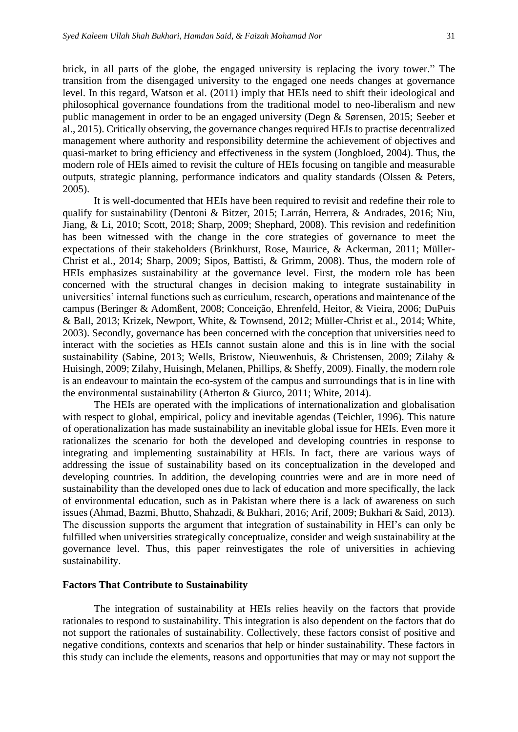brick, in all parts of the globe, the engaged university is replacing the ivory tower." The transition from the disengaged university to the engaged one needs changes at governance level. In this regard, Watson et al. (2011) imply that HEIs need to shift their ideological and philosophical governance foundations from the traditional model to neo-liberalism and new public management in order to be an engaged university (Degn & Sørensen, 2015; Seeber et al., 2015). Critically observing, the governance changes required HEIs to practise decentralized management where authority and responsibility determine the achievement of objectives and quasi-market to bring efficiency and effectiveness in the system (Jongbloed, 2004). Thus, the modern role of HEIs aimed to revisit the culture of HEIs focusing on tangible and measurable outputs, strategic planning, performance indicators and quality standards (Olssen & Peters, 2005).

It is well-documented that HEIs have been required to revisit and redefine their role to qualify for sustainability (Dentoni & Bitzer, 2015; Larrán, Herrera, & Andrades, 2016; Niu, Jiang, & Li, 2010; Scott, 2018; Sharp, 2009; Shephard, 2008). This revision and redefinition has been witnessed with the change in the core strategies of governance to meet the expectations of their stakeholders (Brinkhurst, Rose, Maurice, & Ackerman, 2011; Müller-Christ et al., 2014; Sharp, 2009; Sipos, Battisti, & Grimm, 2008). Thus, the modern role of HEIs emphasizes sustainability at the governance level. First, the modern role has been concerned with the structural changes in decision making to integrate sustainability in universities' internal functions such as curriculum, research, operations and maintenance of the campus (Beringer & Adomßent, 2008; Conceição, Ehrenfeld, Heitor, & Vieira, 2006; DuPuis & Ball, 2013; Krizek, Newport, White, & Townsend, 2012; Müller-Christ et al., 2014; White, 2003). Secondly, governance has been concerned with the conception that universities need to interact with the societies as HEIs cannot sustain alone and this is in line with the social sustainability (Sabine, 2013; Wells, Bristow, Nieuwenhuis, & Christensen, 2009; Zilahy & Huisingh, 2009; Zilahy, Huisingh, Melanen, Phillips, & Sheffy, 2009). Finally, the modern role is an endeavour to maintain the eco-system of the campus and surroundings that is in line with the environmental sustainability (Atherton & Giurco, 2011; White, 2014).

The HEIs are operated with the implications of internationalization and globalisation with respect to global, empirical, policy and inevitable agendas (Teichler, 1996). This nature of operationalization has made sustainability an inevitable global issue for HEIs. Even more it rationalizes the scenario for both the developed and developing countries in response to integrating and implementing sustainability at HEIs. In fact, there are various ways of addressing the issue of sustainability based on its conceptualization in the developed and developing countries. In addition, the developing countries were and are in more need of sustainability than the developed ones due to lack of education and more specifically, the lack of environmental education, such as in Pakistan where there is a lack of awareness on such issues (Ahmad, Bazmi, Bhutto, Shahzadi, & Bukhari, 2016; Arif, 2009; Bukhari & Said, 2013). The discussion supports the argument that integration of sustainability in HEI's can only be fulfilled when universities strategically conceptualize, consider and weigh sustainability at the governance level. Thus, this paper reinvestigates the role of universities in achieving sustainability.

## Factors That Contribute to Sustainability

The integration of sustainability at HEIs relies heavily on the factors that provide rationales to respond to sustainability. This integration is also dependent on the factors that do not support the rationales of sustainability. Collectively, these factors consist of positive and negative conditions, contexts and scenarios that help or hinder sustainability. These factors in this study can include the elements, reasons and opportunities that may or may not support the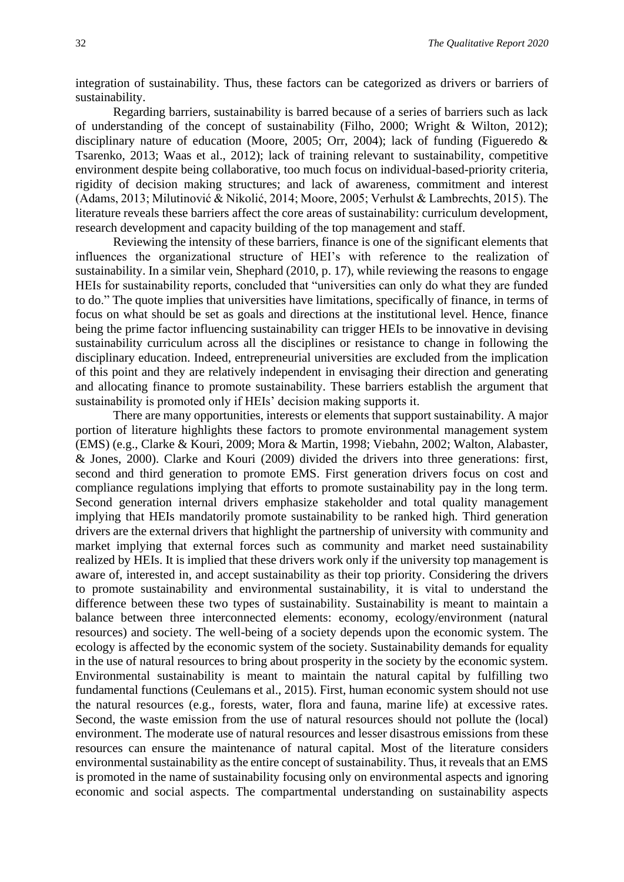integration of sustainability. Thus, these factors can be categorized as drivers or barriers of sustainability.

Regarding barriers, sustainability is barred because of a series of barriers such as lack of understanding of the concept of sustainability (Filho, 2000; Wright & Wilton, 2012); disciplinary nature of education (Moore, 2005; Orr, 2004); lack of funding (Figueredo & Tsarenko, 2013; Waas et al., 2012); lack of training relevant to sustainability, competitive environment despite being collaborative, too much focus on individual-based-priority criteria, rigidity of decision making structures; and lack of awareness, commitment and interest (Adams, 2013; Milutinović & Nikolić, 2014; Moore, 2005; Verhulst & Lambrechts, 2015). The literature reveals these barriers affect the core areas of sustainability: curriculum development, research development and capacity building of the top management and staff.

Reviewing the intensity of these barriers, finance is one of the significant elements that influences the organizational structure of HEI's with reference to the realization of sustainability. In a similar vein, Shephard (2010, p. 17), while reviewing the reasons to engage HEIs for sustainability reports, concluded that "universities can only do what they are funded to do." The quote implies that universities have limitations, specifically of finance, in terms of focus on what should be set as goals and directions at the institutional level. Hence, finance being the prime factor influencing sustainability can trigger HEIs to be innovative in devising sustainability curriculum across all the disciplines or resistance to change in following the disciplinary education. Indeed, entrepreneurial universities are excluded from the implication of this point and they are relatively independent in envisaging their direction and generating and allocating finance to promote sustainability. These barriers establish the argument that sustainability is promoted only if HEIs' decision making supports it.

There are many opportunities, interests or elements that support sustainability. A major portion of literature highlights these factors to promote environmental management system (EMS) (e.g., Clarke & Kouri, 2009; Mora & Martin, 1998; Viebahn, 2002; Walton, Alabaster, & Jones, 2000). Clarke and Kouri (2009) divided the drivers into three generations: first, second and third generation to promote EMS. First generation drivers focus on cost and compliance regulations implying that efforts to promote sustainability pay in the long term. Second generation internal drivers emphasize stakeholder and total quality management implying that HEIs mandatorily promote sustainability to be ranked high. Third generation drivers are the external drivers that highlight the partnership of university with community and market implying that external forces such as community and market need sustainability realized by HEIs. It is implied that these drivers work only if the university top management is aware of, interested in, and accept sustainability as their top priority. Considering the drivers to promote sustainability and environmental sustainability, it is vital to understand the difference between these two types of sustainability. Sustainability is meant to maintain a balance between three interconnected elements: economy, ecology/environment (natural resources) and society. The well-being of a society depends upon the economic system. The ecology is affected by the economic system of the society. Sustainability demands for equality in the use of natural resources to bring about prosperity in the society by the economic system. Environmental sustainability is meant to maintain the natural capital by fulfilling two fundamental functions (Ceulemans et al., 2015). First, human economic system should not use the natural resources (e.g., forests, water, flora and fauna, marine life) at excessive rates. Second, the waste emission from the use of natural resources should not pollute the (local) environment. The moderate use of natural resources and lesser disastrous emissions from these resources can ensure the maintenance of natural capital. Most of the literature considers environmental sustainability as the entire concept of sustainability. Thus, it reveals that an EMS is promoted in the name of sustainability focusing only on environmental aspects and ignoring economic and social aspects. The compartmental understanding on sustainability aspects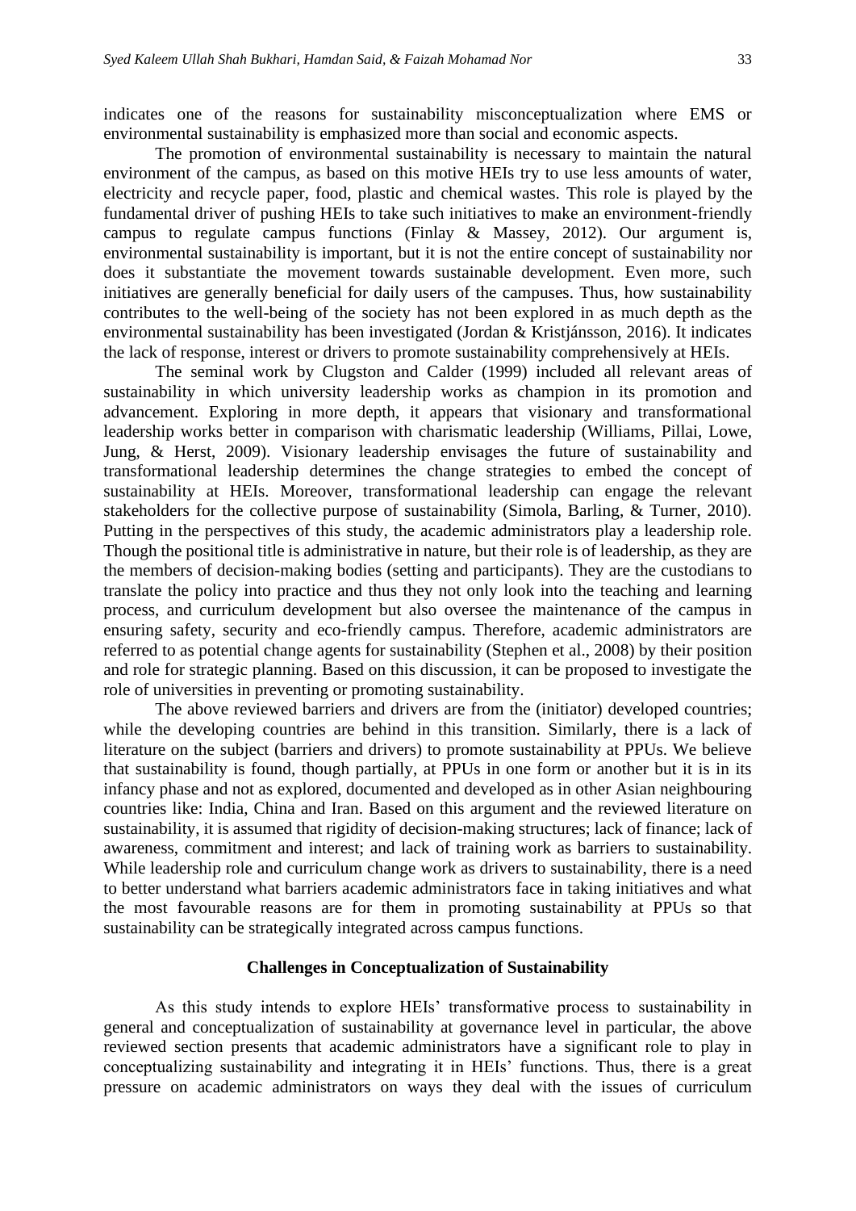indicates one of the reasons for sustainability misconceptualization where EMS or environmental sustainability is emphasized more than social and economic aspects.

The promotion of environmental sustainability is necessary to maintain the natural environment of the campus, as based on this motive HEIs try to use less amounts of water, electricity and recycle paper, food, plastic and chemical wastes. This role is played by the fundamental driver of pushing HEIs to take such initiatives to make an environment-friendly campus to regulate campus functions (Finlay & Massey, 2012). Our argument is, environmental sustainability is important, but it is not the entire concept of sustainability nor does it substantiate the movement towards sustainable development. Even more, such initiatives are generally beneficial for daily users of the campuses. Thus, how sustainability contributes to the well-being of the society has not been explored in as much depth as the environmental sustainability has been investigated (Jordan & Kristjánsson, 2016). It indicates the lack of response, interest or drivers to promote sustainability comprehensively at HEIs.

The seminal work by Clugston and Calder (1999) included all relevant areas of sustainability in which university leadership works as champion in its promotion and advancement. Exploring in more depth, it appears that visionary and transformational leadership works better in comparison with charismatic leadership (Williams, Pillai, Lowe, Jung, & Herst, 2009). Visionary leadership envisages the future of sustainability and transformational leadership determines the change strategies to embed the concept of sustainability at HEIs. Moreover, transformational leadership can engage the relevant stakeholders for the collective purpose of sustainability (Simola, Barling, & Turner, 2010). Putting in the perspectives of this study, the academic administrators play a leadership role. Though the positional title is administrative in nature, but their role is of leadership, as they are the members of decision-making bodies (setting and participants). They are the custodians to translate the policy into practice and thus they not only look into the teaching and learning process, and curriculum development but also oversee the maintenance of the campus in ensuring safety, security and eco-friendly campus. Therefore, academic administrators are referred to as potential change agents for sustainability (Stephen et al., 2008) by their position and role for strategic planning. Based on this discussion, it can be proposed to investigate the role of universities in preventing or promoting sustainability.

The above reviewed barriers and drivers are from the (initiator) developed countries; while the developing countries are behind in this transition. Similarly, there is a lack of literature on the subject (barriers and drivers) to promote sustainability at PPUs. We believe that sustainability is found, though partially, at PPUs in one form or another but it is in its infancy phase and not as explored, documented and developed as in other Asian neighbouring countries like: India, China and Iran. Based on this argument and the reviewed literature on sustainability, it is assumed that rigidity of decision-making structures; lack of finance; lack of awareness, commitment and interest; and lack of training work as barriers to sustainability. While leadership role and curriculum change work as drivers to sustainability, there is a need to better understand what barriers academic administrators face in taking initiatives and what the most favourable reasons are for them in promoting sustainability at PPUs so that sustainability can be strategically integrated across campus functions.

## Challenges in Conceptualization of Sustainability

As this study intends to explore HEIs' transformative process to sustainability in general and conceptualization of sustainability at governance level in particular, the above reviewed section presents that academic administrators have a significant role to play in conceptualizing sustainability and integrating it in HEIs' functions. Thus, there is a great pressure on academic administrators on ways they deal with the issues of curriculum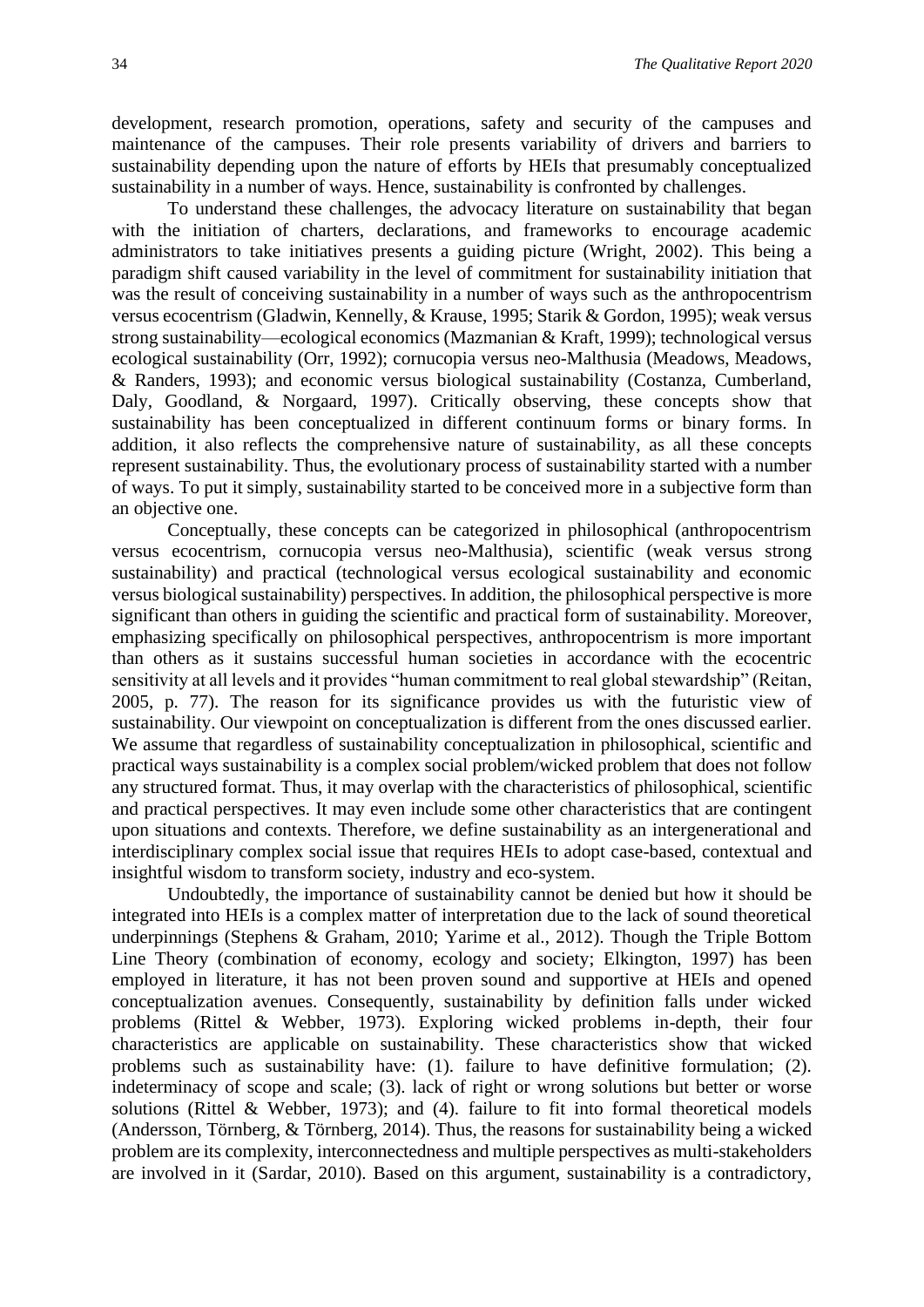development, research promotion, operations, safety and security of the campuses and maintenance of the campuses. Their role presents variability of drivers and barriers to sustainability depending upon the nature of efforts by HEIs that presumably conceptualized sustainability in a number of ways. Hence, sustainability is confronted by challenges.

To understand these challenges, the advocacy literature on sustainability that began with the initiation of charters, declarations, and frameworks to encourage academic administrators to take initiatives presents a guiding picture (Wright, 2002). This being a paradigm shift caused variability in the level of commitment for sustainability initiation that was the result of conceiving sustainability in a number of ways such as the anthropocentrism versus ecocentrism (Gladwin, Kennelly, & Krause, 1995; Starik & Gordon, 1995); weak versus strong sustainability—ecological economics (Mazmanian & Kraft, 1999); technological versus ecological sustainability (Orr, 1992); cornucopia versus neo-Malthusia (Meadows, Meadows, & Randers, 1993); and economic versus biological sustainability (Costanza, Cumberland, Daly, Goodland, & Norgaard, 1997). Critically observing, these concepts show that sustainability has been conceptualized in different continuum forms or binary forms. In addition, it also reflects the comprehensive nature of sustainability, as all these concepts represent sustainability. Thus, the evolutionary process of sustainability started with a number of ways. To put it simply, sustainability started to be conceived more in a subjective form than an objective one.

Conceptually, these concepts can be categorized in philosophical (anthropocentrism versus ecocentrism, cornucopia versus neo-Malthusia), scientific (weak versus strong sustainability) and practical (technological versus ecological sustainability and economic versus biological sustainability) perspectives. In addition, the philosophical perspective is more significant than others in guiding the scientific and practical form of sustainability. Moreover, emphasizing specifically on philosophical perspectives, anthropocentrism is more important than others as it sustains successful human societies in accordance with the ecocentric sensitivity at all levels and it provides "human commitment to real global stewardship" (Reitan, 2005, p. 77). The reason for its significance provides us with the futuristic view of sustainability. Our viewpoint on conceptualization is different from the ones discussed earlier. We assume that regardless of sustainability conceptualization in philosophical, scientific and practical ways sustainability is a complex social problem/wicked problem that does not follow any structured format. Thus, it may overlap with the characteristics of philosophical, scientific and practical perspectives. It may even include some other characteristics that are contingent upon situations and contexts. Therefore, we define sustainability as an intergenerational and interdisciplinary complex social issue that requires HEIs to adopt case-based, contextual and insightful wisdom to transform society, industry and eco-system.

Undoubtedly, the importance of sustainability cannot be denied but how it should be integrated into HEIs is a complex matter of interpretation due to the lack of sound theoretical underpinnings (Stephens & Graham, 2010; Yarime et al., 2012). Though the Triple Bottom Line Theory (combination of economy, ecology and society; Elkington, 1997) has been employed in literature, it has not been proven sound and supportive at HEIs and opened conceptualization avenues. Consequently, sustainability by definition falls under wicked problems (Rittel & Webber, 1973). Exploring wicked problems in-depth, their four characteristics are applicable on sustainability. These characteristics show that wicked problems such as sustainability have: (1). failure to have definitive formulation; (2). indeterminacy of scope and scale; (3). lack of right or wrong solutions but better or worse solutions (Rittel & Webber, 1973); and (4). failure to fit into formal theoretical models (Andersson, Törnberg, & Törnberg, 2014). Thus, the reasons for sustainability being a wicked problem are its complexity, interconnectedness and multiple perspectives as multi-stakeholders are involved in it (Sardar, 2010). Based on this argument, sustainability is a contradictory,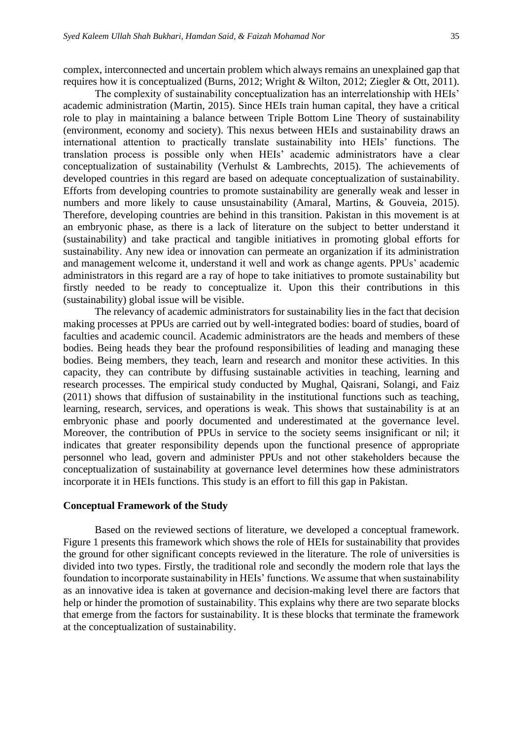complex, interconnected and uncertain problem which always remains an unexplained gap that requires how it is conceptualized (Burns, 2012; Wright & Wilton, 2012; Ziegler & Ott, 2011).

The complexity of sustainability conceptualization has an interrelationship with HEIs' academic administration (Martin, 2015). Since HEIs train human capital, they have a critical role to play in maintaining a balance between Triple Bottom Line Theory of sustainability (environment, economy and society). This nexus between HEIs and sustainability draws an international attention to practically translate sustainability into HEIs' functions. The translation process is possible only when HEIs' academic administrators have a clear conceptualization of sustainability (Verhulst & Lambrechts, 2015). The achievements of developed countries in this regard are based on adequate conceptualization of sustainability. Efforts from developing countries to promote sustainability are generally weak and lesser in numbers and more likely to cause unsustainability (Amaral, Martins, & Gouveia, 2015). Therefore, developing countries are behind in this transition. Pakistan in this movement is at an embryonic phase, as there is a lack of literature on the subject to better understand it (sustainability) and take practical and tangible initiatives in promoting global efforts for sustainability. Any new idea or innovation can permeate an organization if its administration and management welcome it, understand it well and work as change agents. PPUs' academic administrators in this regard are a ray of hope to take initiatives to promote sustainability but firstly needed to be ready to conceptualize it. Upon this their contributions in this (sustainability) global issue will be visible.

The relevancy of academic administrators for sustainability lies in the fact that decision making processes at PPUs are carried out by well-integrated bodies: board of studies, board of faculties and academic council. Academic administrators are the heads and members of these bodies. Being heads they bear the profound responsibilities of leading and managing these bodies. Being members, they teach, learn and research and monitor these activities. In this capacity, they can contribute by diffusing sustainable activities in teaching, learning and research processes. The empirical study conducted by Mughal, Qaisrani, Solangi, and Faiz (2011) shows that diffusion of sustainability in the institutional functions such as teaching, learning, research, services, and operations is weak. This shows that sustainability is at an embryonic phase and poorly documented and underestimated at the governance level. Moreover, the contribution of PPUs in service to the society seems insignificant or nil; it indicates that greater responsibility depends upon the functional presence of appropriate personnel who lead, govern and administer PPUs and not other stakeholders because the conceptualization of sustainability at governance level determines how these administrators incorporate it in HEIs functions. This study is an effort to fill this gap in Pakistan.

## Conceptual Framework of the Study

Based on the reviewed sections of literature, we developed a conceptual framework. Figure 1 presents this framework which shows the role of HEIs for sustainability that provides the ground for other significant concepts reviewed in the literature. The role of universities is divided into two types. Firstly, the traditional role and secondly the modern role that lays the foundation to incorporate sustainability in HEIs' functions. We assume that when sustainability as an innovative idea is taken at governance and decision-making level there are factors that help or hinder the promotion of sustainability. This explains why there are two separate blocks that emerge from the factors for sustainability. It is these blocks that terminate the framework at the conceptualization of sustainability.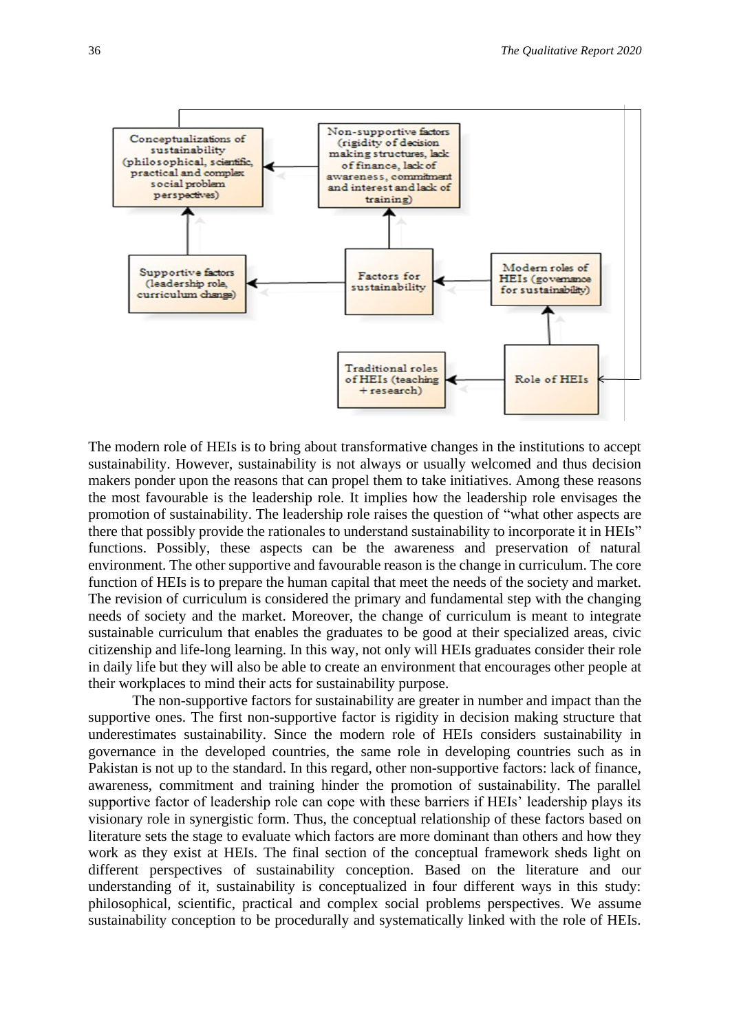Conceptualizations of sustainability (philosophical, scientific, practical and complex social problem perspectives)

Non-supportive factors (rigidity of decision making structures, lack of finance, lack of awareness, commitment and interest and lack of training)

Supportive factors (leadership role, curriculum change)

Factors for sustainability

Modern roles of HEIs (governance for sustainability)

Traditional roles of HEIs (teaching + research)

Role of HEIs

The modern role of HEIs is to bring about transformative changes in the institutions to accept sustainability. However, sustainability is not always or usually welcomed and thus decision makers ponder upon the reasons that can propel them to take initiatives. Among these reasons the most favourable is the leadership role. It implies how the leadership role envisages the promotion of sustainability. The leadership role raises the question of "what other aspects are there that possibly provide the rationales to understand sustainability to incorporate it in HEIs" functions. Possibly, these aspects can be the awareness and preservation of natural environment. The other supportive and favourable reason is the change in curriculum. The core function of HEIs is to prepare the human capital that meet the needs of the society and market. The revision of curriculum is considered the primary and fundamental step with the changing needs of society and the market. Moreover, the change of curriculum is meant to integrate sustainable curriculum that enables the graduates to be good at their specialized areas, civic citizenship and life-long learning. In this way, not only will HEIs graduates consider their role in daily life but they will also be able to create an environment that encourages other people at their workplaces to mind their acts for sustainability purpose.

The non-supportive factors for sustainability are greater in number and impact than the supportive ones. The first non-supportive factor is rigidity in decision making structure that underestimates sustainability. Since the modern role of HEIs considers sustainability in governance in the developed countries, the same role in developing countries such as in Pakistan is not up to the standard. In this regard, other non-supportive factors: lack of finance, awareness, commitment and training hinder the promotion of sustainability. The parallel supportive factor of leadership role can cope with these barriers if HEIs' leadership plays its visionary role in synergistic form. Thus, the conceptual relationship of these factors based on literature sets the stage to evaluate which factors are more dominant than others and how they work as they exist at HEIs. The final section of the conceptual framework sheds light on different perspectives of sustainability conception. Based on the literature and our understanding of it, sustainability is conceptualized in four different ways in this study: philosophical, scientific, practical and complex social problems perspectives. We assume sustainability conception to be procedurally and systematically linked with the role of HEIs.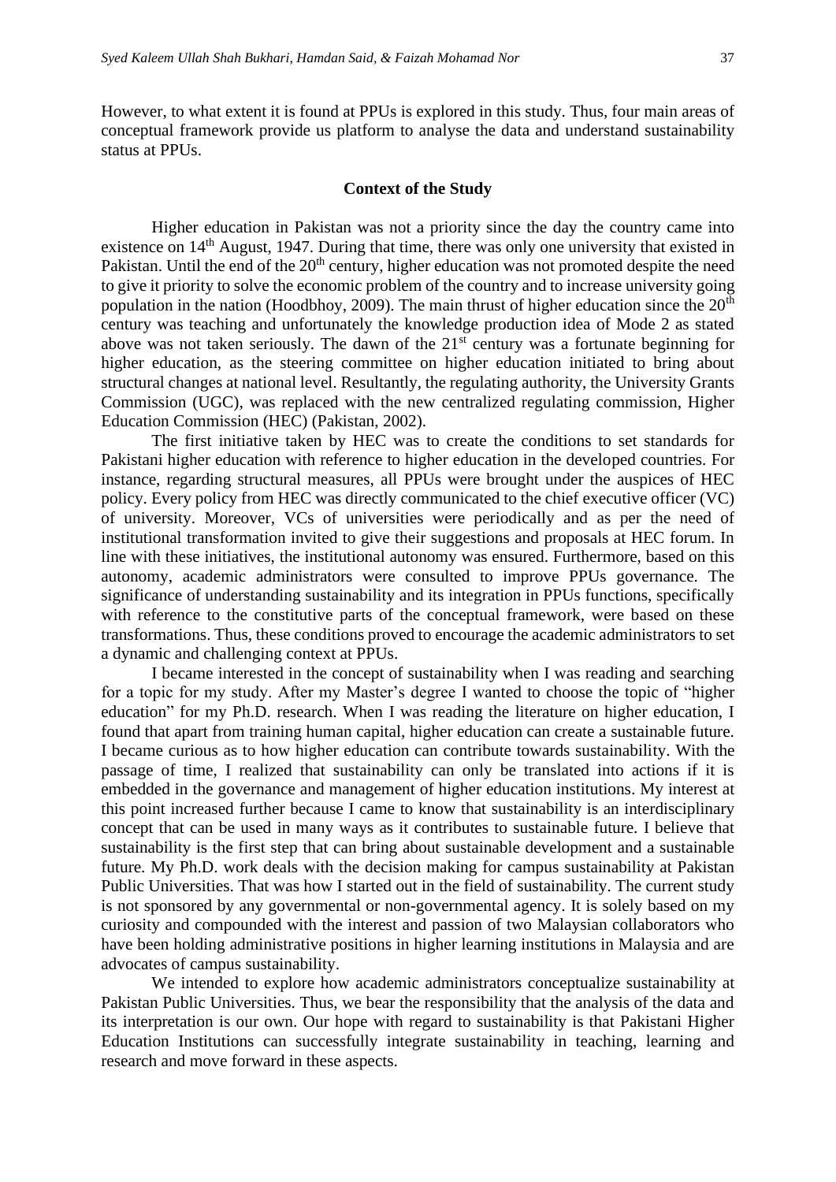However, to what extent it is found at PPUs is explored in this study. Thus, four main areas of conceptual framework provide us platform to analyse the data and understand sustainability status at PPUs.

## Context of the Study

Higher education in Pakistan was not a priority since the day the country came into existence on 14th August, 1947. During that time, there was only one university that existed in Pakistan. Until the end of the 20th century, higher education was not promoted despite the need to give it priority to solve the economic problem of the country and to increase university going population in the nation (Hoodbhoy, 2009). The main thrust of higher education since the 20th century was teaching and unfortunately the knowledge production idea of Mode 2 as stated above was not taken seriously. The dawn of the 21st century was a fortunate beginning for higher education, as the steering committee on higher education initiated to bring about structural changes at national level. Resultantly, the regulating authority, the University Grants Commission (UGC), was replaced with the new centralized regulating commission, Higher Education Commission (HEC) (Pakistan, 2002).

The first initiative taken by HEC was to create the conditions to set standards for Pakistani higher education with reference to higher education in the developed countries. For instance, regarding structural measures, all PPUs were brought under the auspices of HEC policy. Every policy from HEC was directly communicated to the chief executive officer (VC) of university. Moreover, VCs of universities were periodically and as per the need of institutional transformation invited to give their suggestions and proposals at HEC forum. In line with these initiatives, the institutional autonomy was ensured. Furthermore, based on this autonomy, academic administrators were consulted to improve PPUs governance. The significance of understanding sustainability and its integration in PPUs functions, specifically with reference to the constitutive parts of the conceptual framework, were based on these transformations. Thus, these conditions proved to encourage the academic administrators to set a dynamic and challenging context at PPUs.

I became interested in the concept of sustainability when I was reading and searching for a topic for my study. After my Master's degree I wanted to choose the topic of "higher education" for my Ph.D. research. When I was reading the literature on higher education, I found that apart from training human capital, higher education can create a sustainable future. I became curious as to how higher education can contribute towards sustainability. With the passage of time, I realized that sustainability can only be translated into actions if it is embedded in the governance and management of higher education institutions. My interest at this point increased further because I came to know that sustainability is an interdisciplinary concept that can be used in many ways as it contributes to sustainable future. I believe that sustainability is the first step that can bring about sustainable development and a sustainable future. My Ph.D. work deals with the decision making for campus sustainability at Pakistan Public Universities. That was how I started out in the field of sustainability. The current study is not sponsored by any governmental or non-governmental agency. It is solely based on my curiosity and compounded with the interest and passion of two Malaysian collaborators who have been holding administrative positions in higher learning institutions in Malaysia and are advocates of campus sustainability.

We intended to explore how academic administrators conceptualize sustainability at Pakistan Public Universities. Thus, we bear the responsibility that the analysis of the data and its interpretation is our own. Our hope with regard to sustainability is that Pakistani Higher Education Institutions can successfully integrate sustainability in teaching, learning and research and move forward in these aspects.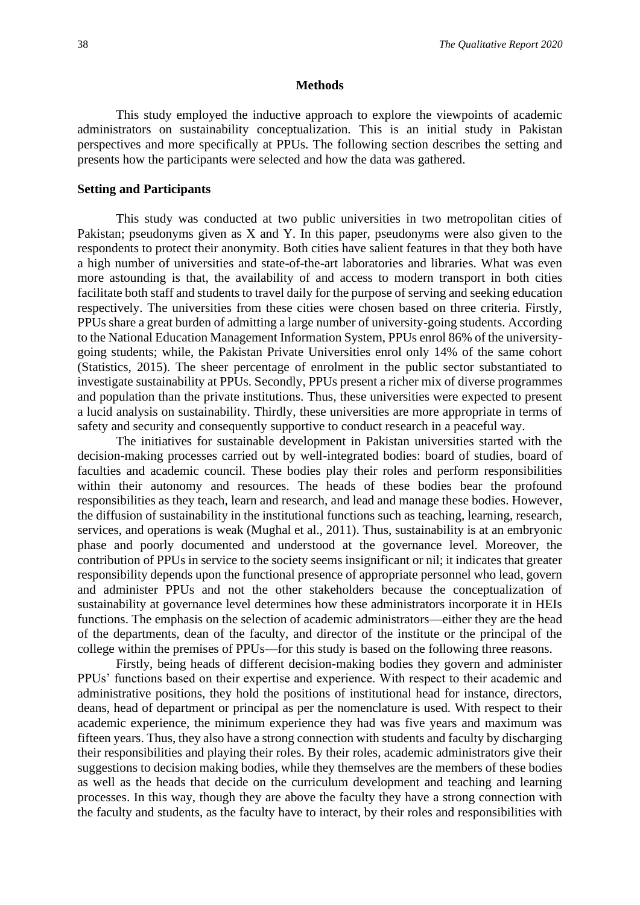## Methods

This study employed the inductive approach to explore the viewpoints of academic administrators on sustainability conceptualization. This is an initial study in Pakistan perspectives and more specifically at PPUs. The following section describes the setting and presents how the participants were selected and how the data was gathered.

### Setting and Participants

This study was conducted at two public universities in two metropolitan cities of Pakistan; pseudonyms given as X and Y. In this paper, pseudonyms were also given to the respondents to protect their anonymity. Both cities have salient features in that they both have a high number of universities and state-of-the-art laboratories and libraries. What was even more astounding is that, the availability of and access to modern transport in both cities facilitate both staff and students to travel daily for the purpose of serving and seeking education respectively. The universities from these cities were chosen based on three criteria. Firstly, PPUs share a great burden of admitting a large number of university-going students. According to the National Education Management Information System, PPUs enrol 86% of the university-going students; while, the Pakistan Private Universities enrol only 14% of the same cohort (Statistics, 2015). The sheer percentage of enrolment in the public sector substantiated to investigate sustainability at PPUs. Secondly, PPUs present a richer mix of diverse programmes and population than the private institutions. Thus, these universities were expected to present a lucid analysis on sustainability. Thirdly, these universities are more appropriate in terms of safety and security and consequently supportive to conduct research in a peaceful way.

The initiatives for sustainable development in Pakistan universities started with the decision-making processes carried out by well-integrated bodies: board of studies, board of faculties and academic council. These bodies play their roles and perform responsibilities within their autonomy and resources. The heads of these bodies bear the profound responsibilities as they teach, learn and research, and lead and manage these bodies. However, the diffusion of sustainability in the institutional functions such as teaching, learning, research, services, and operations is weak (Mughal et al., 2011). Thus, sustainability is at an embryonic phase and poorly documented and understood at the governance level. Moreover, the contribution of PPUs in service to the society seems insignificant or nil; it indicates that greater responsibility depends upon the functional presence of appropriate personnel who lead, govern and administer PPUs and not the other stakeholders because the conceptualization of sustainability at governance level determines how these administrators incorporate it in HEIs functions. The emphasis on the selection of academic administrators—either they are the head of the departments, dean of the faculty, and director of the institute or the principal of the college within the premises of PPUs—for this study is based on the following three reasons.

Firstly, being heads of different decision-making bodies they govern and administer PPUs' functions based on their expertise and experience. With respect to their academic and administrative positions, they hold the positions of institutional head for instance, directors, deans, head of department or principal as per the nomenclature is used. With respect to their academic experience, the minimum experience they had was five years and maximum was fifteen years. Thus, they also have a strong connection with students and faculty by discharging their responsibilities and playing their roles. By their roles, academic administrators give their suggestions to decision making bodies, while they themselves are the members of these bodies as well as the heads that decide on the curriculum development and teaching and learning processes. In this way, though they are above the faculty they have a strong connection with the faculty and students, as the faculty have to interact, by their roles and responsibilities with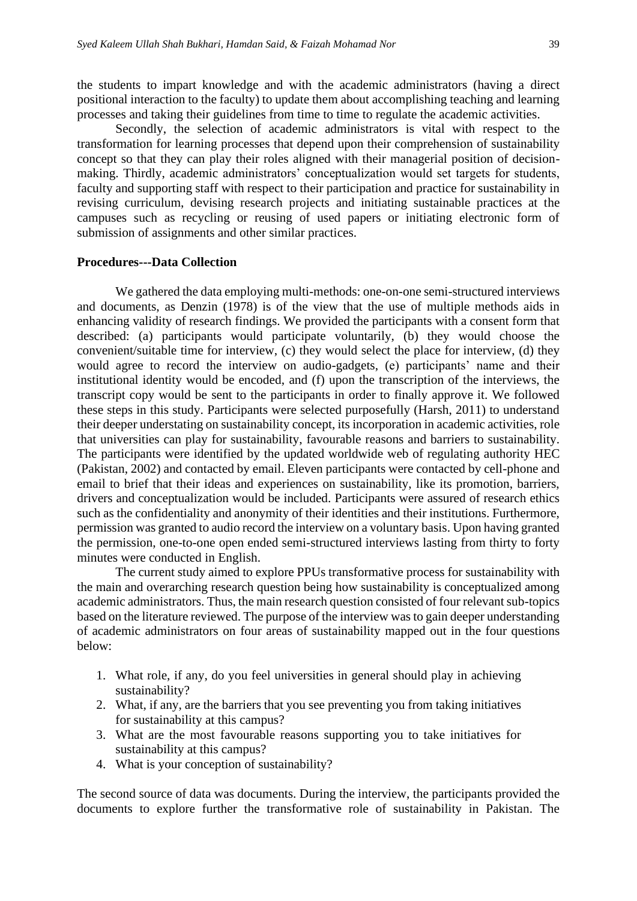the students to impart knowledge and with the academic administrators (having a direct positional interaction to the faculty) to update them about accomplishing teaching and learning processes and taking their guidelines from time to time to regulate the academic activities.

Secondly, the selection of academic administrators is vital with respect to the transformation for learning processes that depend upon their comprehension of sustainability concept so that they can play their roles aligned with their managerial position of decision-making. Thirdly, academic administrators' conceptualization would set targets for students, faculty and supporting staff with respect to their participation and practice for sustainability in revising curriculum, devising research projects and initiating sustainable practices at the campuses such as recycling or reusing of used papers or initiating electronic form of submission of assignments and other similar practices.

**Procedures---Data Collection**

We gathered the data employing multi-methods: one-on-one semi-structured interviews and documents, as Denzin (1978) is of the view that the use of multiple methods aids in enhancing validity of research findings. We provided the participants with a consent form that described: (a) participants would participate voluntarily, (b) they would choose the convenient/suitable time for interview, (c) they would select the place for interview, (d) they would agree to record the interview on audio-gadgets, (e) participants' name and their institutional identity would be encoded, and (f) upon the transcription of the interviews, the transcript copy would be sent to the participants in order to finally approve it. We followed these steps in this study. Participants were selected purposefully (Harsh, 2011) to understand their deeper understating on sustainability concept, its incorporation in academic activities, role that universities can play for sustainability, favourable reasons and barriers to sustainability. The participants were identified by the updated worldwide web of regulating authority HEC (Pakistan, 2002) and contacted by email. Eleven participants were contacted by cell-phone and email to brief that their ideas and experiences on sustainability, like its promotion, barriers, drivers and conceptualization would be included. Participants were assured of research ethics such as the confidentiality and anonymity of their identities and their institutions. Furthermore, permission was granted to audio record the interview on a voluntary basis. Upon having granted the permission, one-to-one open ended semi-structured interviews lasting from thirty to forty minutes were conducted in English.

The current study aimed to explore PPUs transformative process for sustainability with the main and overarching research question being how sustainability is conceptualized among academic administrators. Thus, the main research question consisted of four relevant sub-topics based on the literature reviewed. The purpose of the interview was to gain deeper understanding of academic administrators on four areas of sustainability mapped out in the four questions below:

1. What role, if any, do you feel universities in general should play in achieving sustainability?
2. What, if any, are the barriers that you see preventing you from taking initiatives for sustainability at this campus?
3. What are the most favourable reasons supporting you to take initiatives for sustainability at this campus?
4. What is your conception of sustainability?

The second source of data was documents. During the interview, the participants provided the documents to explore further the transformative role of sustainability in Pakistan. The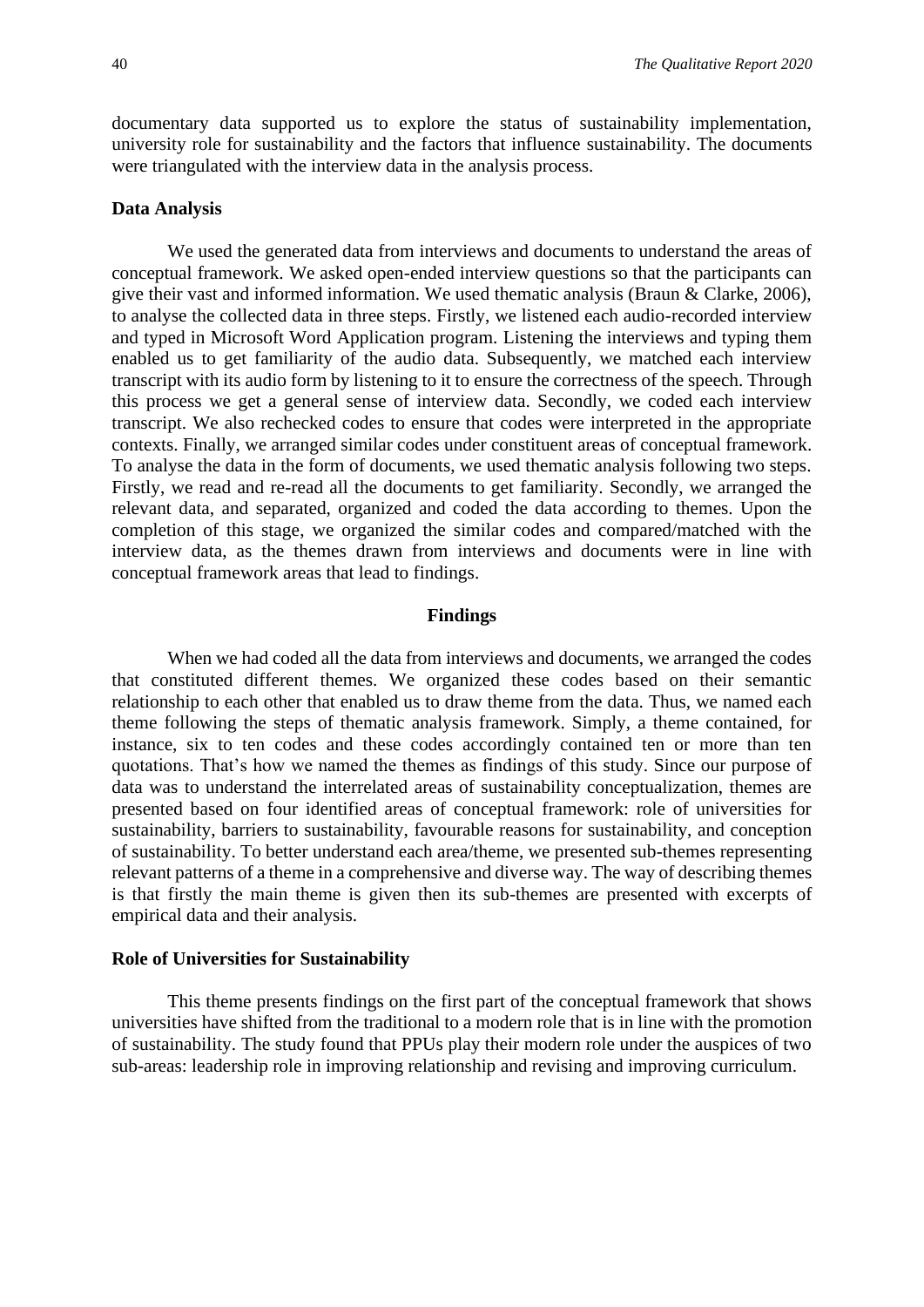documentary data supported us to explore the status of sustainability implementation, university role for sustainability and the factors that influence sustainability. The documents were triangulated with the interview data in the analysis process.

### Data Analysis

We used the generated data from interviews and documents to understand the areas of conceptual framework. We asked open-ended interview questions so that the participants can give their vast and informed information. We used thematic analysis (Braun & Clarke, 2006), to analyse the collected data in three steps. Firstly, we listened each audio-recorded interview and typed in Microsoft Word Application program. Listening the interviews and typing them enabled us to get familiarity of the audio data. Subsequently, we matched each interview transcript with its audio form by listening to it to ensure the correctness of the speech. Through this process we get a general sense of interview data. Secondly, we coded each interview transcript. We also rechecked codes to ensure that codes were interpreted in the appropriate contexts. Finally, we arranged similar codes under constituent areas of conceptual framework. To analyse the data in the form of documents, we used thematic analysis following two steps. Firstly, we read and re-read all the documents to get familiarity. Secondly, we arranged the relevant data, and separated, organized and coded the data according to themes. Upon the completion of this stage, we organized the similar codes and compared/matched with the interview data, as the themes drawn from interviews and documents were in line with conceptual framework areas that lead to findings.

## Findings

When we had coded all the data from interviews and documents, we arranged the codes that constituted different themes. We organized these codes based on their semantic relationship to each other that enabled us to draw theme from the data. Thus, we named each theme following the steps of thematic analysis framework. Simply, a theme contained, for instance, six to ten codes and these codes accordingly contained ten or more than ten quotations. That's how we named the themes as findings of this study. Since our purpose of data was to understand the interrelated areas of sustainability conceptualization, themes are presented based on four identified areas of conceptual framework: role of universities for sustainability, barriers to sustainability, favourable reasons for sustainability, and conception of sustainability. To better understand each area/theme, we presented sub-themes representing relevant patterns of a theme in a comprehensive and diverse way. The way of describing themes is that firstly the main theme is given then its sub-themes are presented with excerpts of empirical data and their analysis.

### Role of Universities for Sustainability

This theme presents findings on the first part of the conceptual framework that shows universities have shifted from the traditional to a modern role that is in line with the promotion of sustainability. The study found that PPUs play their modern role under the auspices of two sub-areas: leadership role in improving relationship and revising and improving curriculum.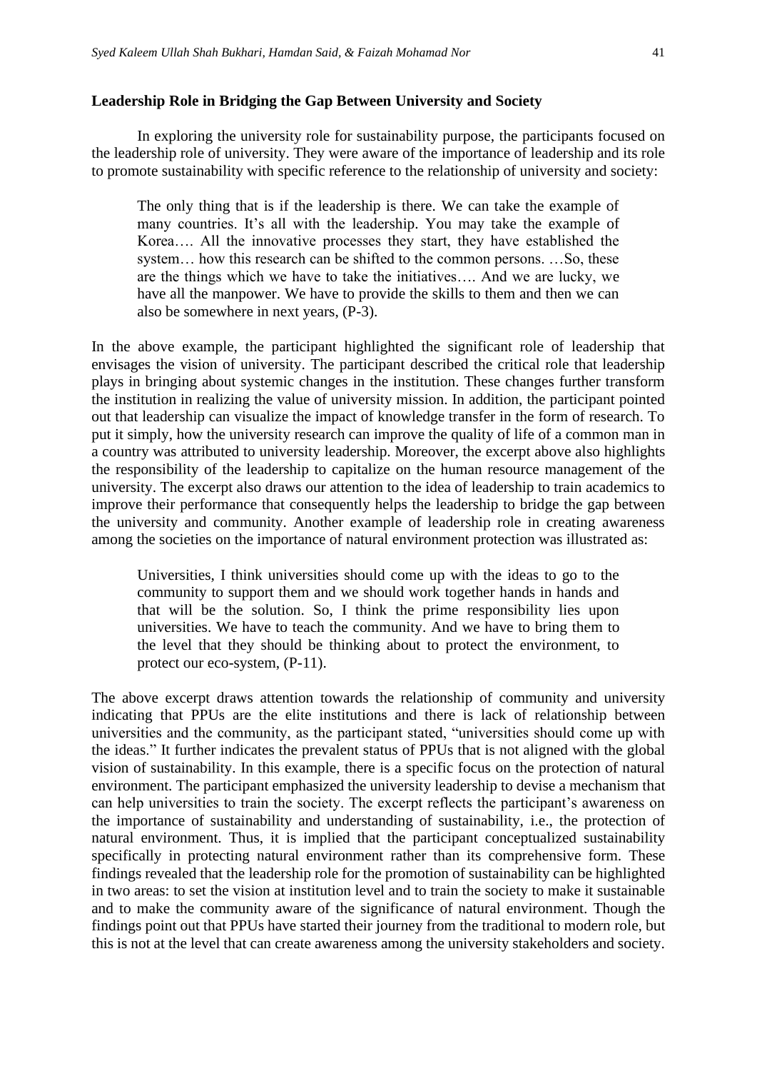**Leadership Role in Bridging the Gap Between University and Society**

In exploring the university role for sustainability purpose, the participants focused on the leadership role of university. They were aware of the importance of leadership and its role to promote sustainability with specific reference to the relationship of university and society:

> The only thing that is if the leadership is there. We can take the example of many countries. It's all with the leadership. You may take the example of Korea…. All the innovative processes they start, they have established the system… how this research can be shifted to the common persons. …So, these are the things which we have to take the initiatives…. And we are lucky, we have all the manpower. We have to provide the skills to them and then we can also be somewhere in next years, (P-3).

In the above example, the participant highlighted the significant role of leadership that envisages the vision of university. The participant described the critical role that leadership plays in bringing about systemic changes in the institution. These changes further transform the institution in realizing the value of university mission. In addition, the participant pointed out that leadership can visualize the impact of knowledge transfer in the form of research. To put it simply, how the university research can improve the quality of life of a common man in a country was attributed to university leadership. Moreover, the excerpt above also highlights the responsibility of the leadership to capitalize on the human resource management of the university. The excerpt also draws our attention to the idea of leadership to train academics to improve their performance that consequently helps the leadership to bridge the gap between the university and community. Another example of leadership role in creating awareness among the societies on the importance of natural environment protection was illustrated as:

> Universities, I think universities should come up with the ideas to go to the community to support them and we should work together hands in hands and that will be the solution. So, I think the prime responsibility lies upon universities. We have to teach the community. And we have to bring them to the level that they should be thinking about to protect the environment, to protect our eco-system, (P-11).

The above excerpt draws attention towards the relationship of community and university indicating that PPUs are the elite institutions and there is lack of relationship between universities and the community, as the participant stated, "universities should come up with the ideas." It further indicates the prevalent status of PPUs that is not aligned with the global vision of sustainability. In this example, there is a specific focus on the protection of natural environment. The participant emphasized the university leadership to devise a mechanism that can help universities to train the society. The excerpt reflects the participant's awareness on the importance of sustainability and understanding of sustainability, i.e., the protection of natural environment. Thus, it is implied that the participant conceptualized sustainability specifically in protecting natural environment rather than its comprehensive form. These findings revealed that the leadership role for the promotion of sustainability can be highlighted in two areas: to set the vision at institution level and to train the society to make it sustainable and to make the community aware of the significance of natural environment. Though the findings point out that PPUs have started their journey from the traditional to modern role, but this is not at the level that can create awareness among the university stakeholders and society.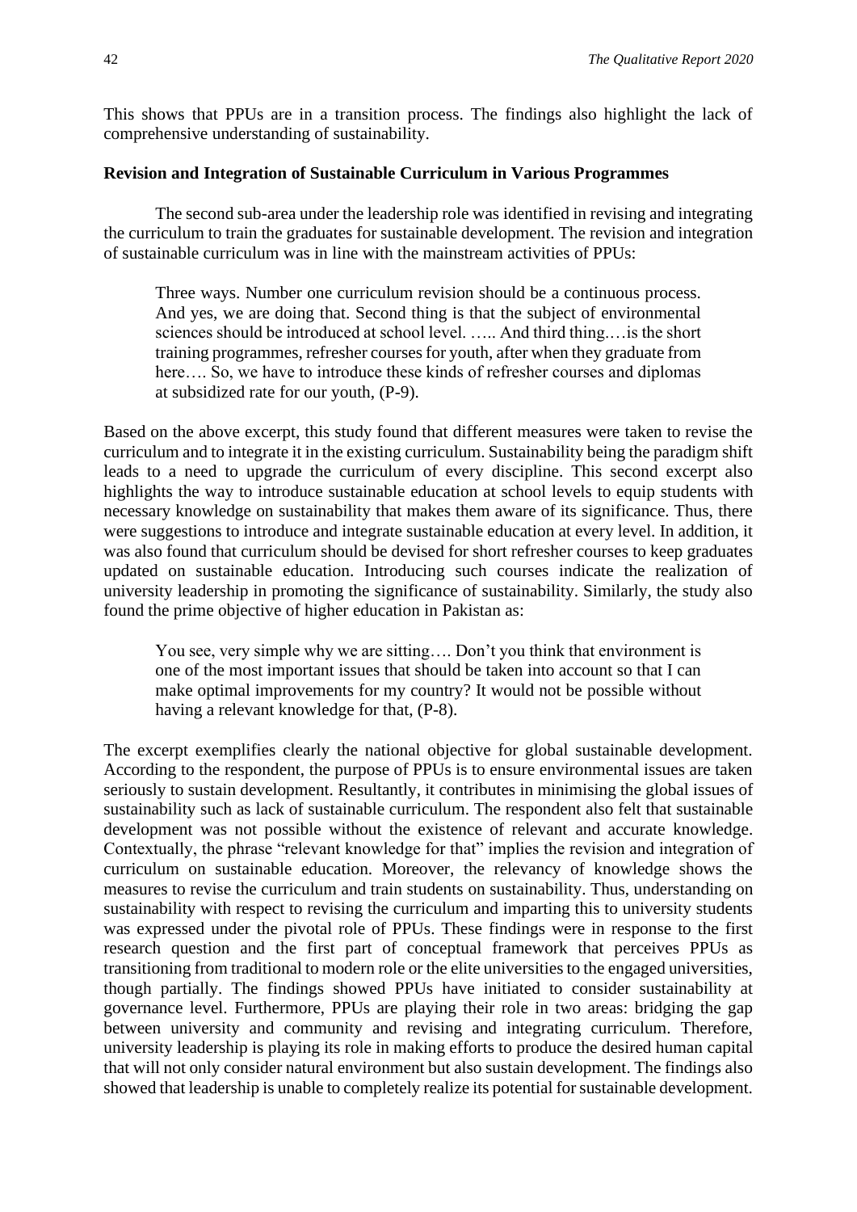This shows that PPUs are in a transition process. The findings also highlight the lack of comprehensive understanding of sustainability.

**Revision and Integration of Sustainable Curriculum in Various Programmes**

The second sub-area under the leadership role was identified in revising and integrating the curriculum to train the graduates for sustainable development. The revision and integration of sustainable curriculum was in line with the mainstream activities of PPUs:

> Three ways. Number one curriculum revision should be a continuous process. And yes, we are doing that. Second thing is that the subject of environmental sciences should be introduced at school level. ….. And third thing.…is the short training programmes, refresher courses for youth, after when they graduate from here…. So, we have to introduce these kinds of refresher courses and diplomas at subsidized rate for our youth, (P-9).

Based on the above excerpt, this study found that different measures were taken to revise the curriculum and to integrate it in the existing curriculum. Sustainability being the paradigm shift leads to a need to upgrade the curriculum of every discipline. This second excerpt also highlights the way to introduce sustainable education at school levels to equip students with necessary knowledge on sustainability that makes them aware of its significance. Thus, there were suggestions to introduce and integrate sustainable education at every level. In addition, it was also found that curriculum should be devised for short refresher courses to keep graduates updated on sustainable education. Introducing such courses indicate the realization of university leadership in promoting the significance of sustainability. Similarly, the study also found the prime objective of higher education in Pakistan as:

> You see, very simple why we are sitting…. Don't you think that environment is one of the most important issues that should be taken into account so that I can make optimal improvements for my country? It would not be possible without having a relevant knowledge for that, (P-8).

The excerpt exemplifies clearly the national objective for global sustainable development. According to the respondent, the purpose of PPUs is to ensure environmental issues are taken seriously to sustain development. Resultantly, it contributes in minimising the global issues of sustainability such as lack of sustainable curriculum. The respondent also felt that sustainable development was not possible without the existence of relevant and accurate knowledge. Contextually, the phrase "relevant knowledge for that" implies the revision and integration of curriculum on sustainable education. Moreover, the relevancy of knowledge shows the measures to revise the curriculum and train students on sustainability. Thus, understanding on sustainability with respect to revising the curriculum and imparting this to university students was expressed under the pivotal role of PPUs. These findings were in response to the first research question and the first part of conceptual framework that perceives PPUs as transitioning from traditional to modern role or the elite universities to the engaged universities, though partially. The findings showed PPUs have initiated to consider sustainability at governance level. Furthermore, PPUs are playing their role in two areas: bridging the gap between university and community and revising and integrating curriculum. Therefore, university leadership is playing its role in making efforts to produce the desired human capital that will not only consider natural environment but also sustain development. The findings also showed that leadership is unable to completely realize its potential for sustainable development.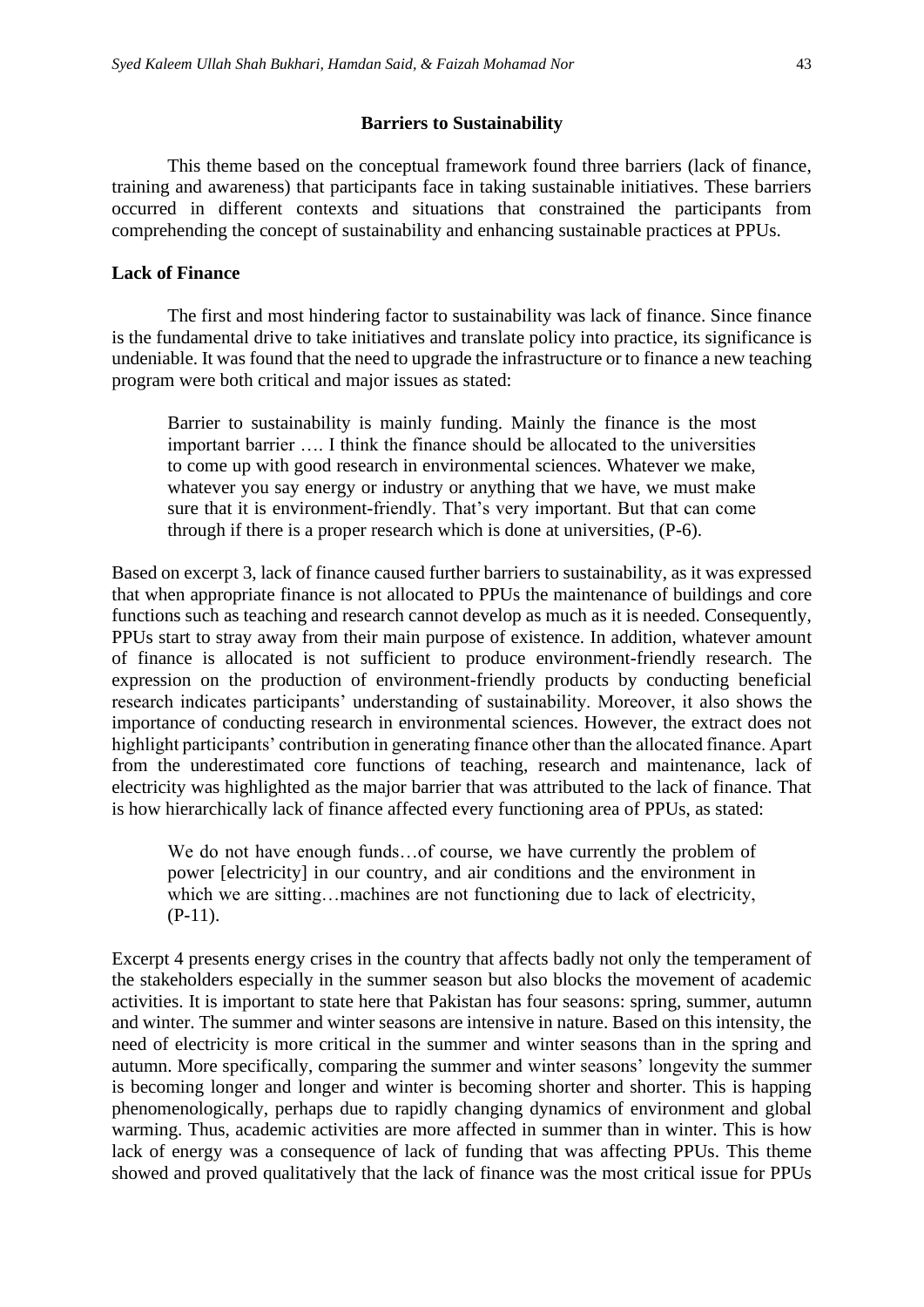## Barriers to Sustainability

This theme based on the conceptual framework found three barriers (lack of finance, training and awareness) that participants face in taking sustainable initiatives. These barriers occurred in different contexts and situations that constrained the participants from comprehending the concept of sustainability and enhancing sustainable practices at PPUs.

### Lack of Finance

The first and most hindering factor to sustainability was lack of finance. Since finance is the fundamental drive to take initiatives and translate policy into practice, its significance is undeniable. It was found that the need to upgrade the infrastructure or to finance a new teaching program were both critical and major issues as stated:

> Barrier to sustainability is mainly funding. Mainly the finance is the most important barrier …. I think the finance should be allocated to the universities to come up with good research in environmental sciences. Whatever we make, whatever you say energy or industry or anything that we have, we must make sure that it is environment-friendly. That's very important. But that can come through if there is a proper research which is done at universities, (P-6).

Based on excerpt 3, lack of finance caused further barriers to sustainability, as it was expressed that when appropriate finance is not allocated to PPUs the maintenance of buildings and core functions such as teaching and research cannot develop as much as it is needed. Consequently, PPUs start to stray away from their main purpose of existence. In addition, whatever amount of finance is allocated is not sufficient to produce environment-friendly research. The expression on the production of environment-friendly products by conducting beneficial research indicates participants' understanding of sustainability. Moreover, it also shows the importance of conducting research in environmental sciences. However, the extract does not highlight participants' contribution in generating finance other than the allocated finance. Apart from the underestimated core functions of teaching, research and maintenance, lack of electricity was highlighted as the major barrier that was attributed to the lack of finance. That is how hierarchically lack of finance affected every functioning area of PPUs, as stated:

> We do not have enough funds…of course, we have currently the problem of power [electricity] in our country, and air conditions and the environment in which we are sitting…machines are not functioning due to lack of electricity, (P-11).

Excerpt 4 presents energy crises in the country that affects badly not only the temperament of the stakeholders especially in the summer season but also blocks the movement of academic activities. It is important to state here that Pakistan has four seasons: spring, summer, autumn and winter. The summer and winter seasons are intensive in nature. Based on this intensity, the need of electricity is more critical in the summer and winter seasons than in the spring and autumn. More specifically, comparing the summer and winter seasons' longevity the summer is becoming longer and longer and winter is becoming shorter and shorter. This is happing phenomenologically, perhaps due to rapidly changing dynamics of environment and global warming. Thus, academic activities are more affected in summer than in winter. This is how lack of energy was a consequence of lack of funding that was affecting PPUs. This theme showed and proved qualitatively that the lack of finance was the most critical issue for PPUs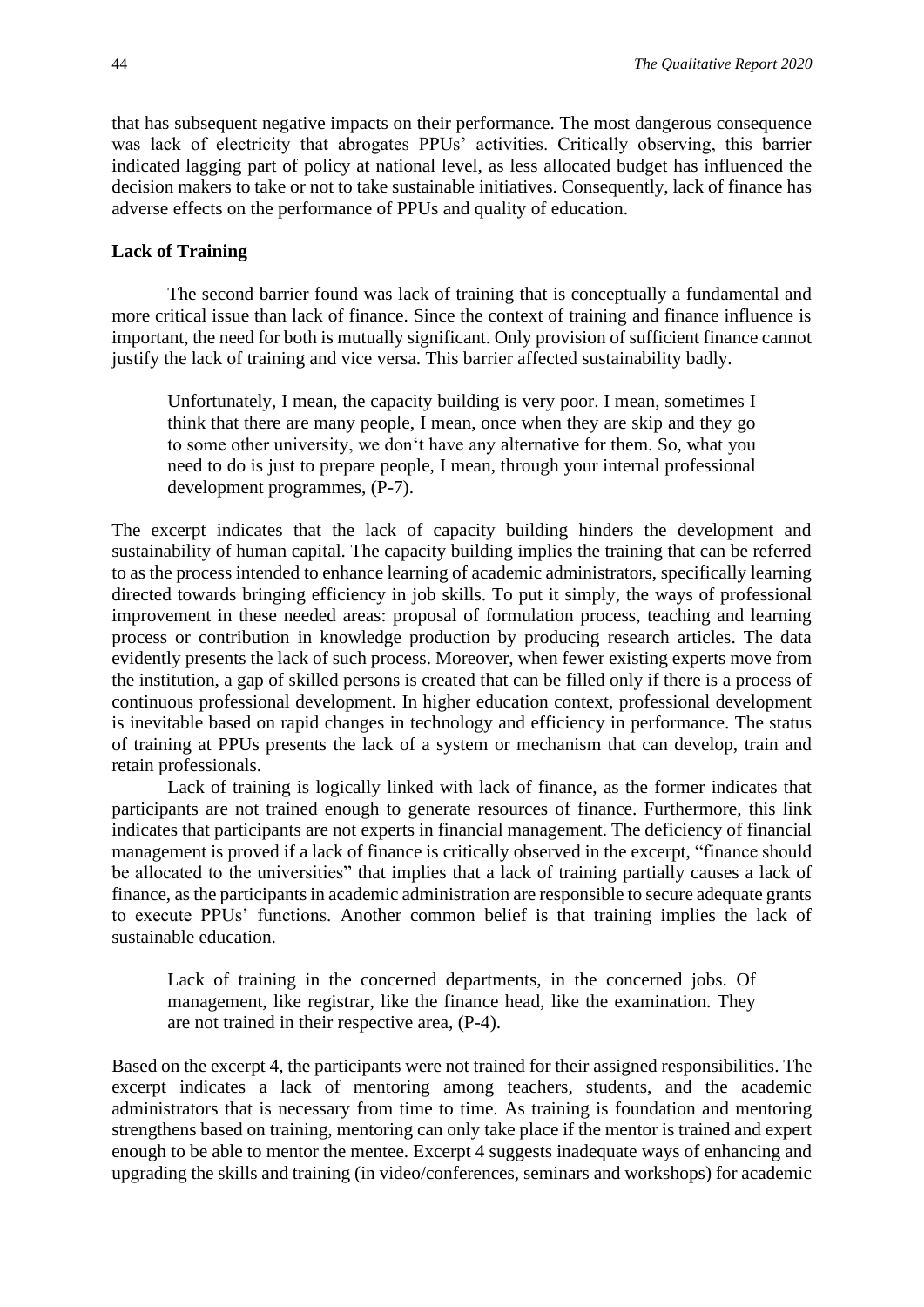that has subsequent negative impacts on their performance. The most dangerous consequence was lack of electricity that abrogates PPUs' activities. Critically observing, this barrier indicated lagging part of policy at national level, as less allocated budget has influenced the decision makers to take or not to take sustainable initiatives. Consequently, lack of finance has adverse effects on the performance of PPUs and quality of education.

**Lack of Training**

The second barrier found was lack of training that is conceptually a fundamental and more critical issue than lack of finance. Since the context of training and finance influence is important, the need for both is mutually significant. Only provision of sufficient finance cannot justify the lack of training and vice versa. This barrier affected sustainability badly.

> Unfortunately, I mean, the capacity building is very poor. I mean, sometimes I think that there are many people, I mean, once when they are skip and they go to some other university, we don't have any alternative for them. So, what you need to do is just to prepare people, I mean, through your internal professional development programmes, (P-7).

The excerpt indicates that the lack of capacity building hinders the development and sustainability of human capital. The capacity building implies the training that can be referred to as the process intended to enhance learning of academic administrators, specifically learning directed towards bringing efficiency in job skills. To put it simply, the ways of professional improvement in these needed areas: proposal of formulation process, teaching and learning process or contribution in knowledge production by producing research articles. The data evidently presents the lack of such process. Moreover, when fewer existing experts move from the institution, a gap of skilled persons is created that can be filled only if there is a process of continuous professional development. In higher education context, professional development is inevitable based on rapid changes in technology and efficiency in performance. The status of training at PPUs presents the lack of a system or mechanism that can develop, train and retain professionals.

Lack of training is logically linked with lack of finance, as the former indicates that participants are not trained enough to generate resources of finance. Furthermore, this link indicates that participants are not experts in financial management. The deficiency of financial management is proved if a lack of finance is critically observed in the excerpt, "finance should be allocated to the universities" that implies that a lack of training partially causes a lack of finance, as the participants in academic administration are responsible to secure adequate grants to execute PPUs' functions. Another common belief is that training implies the lack of sustainable education.

> Lack of training in the concerned departments, in the concerned jobs. Of management, like registrar, like the finance head, like the examination. They are not trained in their respective area, (P-4).

Based on the excerpt 4, the participants were not trained for their assigned responsibilities. The excerpt indicates a lack of mentoring among teachers, students, and the academic administrators that is necessary from time to time. As training is foundation and mentoring strengthens based on training, mentoring can only take place if the mentor is trained and expert enough to be able to mentor the mentee. Excerpt 4 suggests inadequate ways of enhancing and upgrading the skills and training (in video/conferences, seminars and workshops) for academic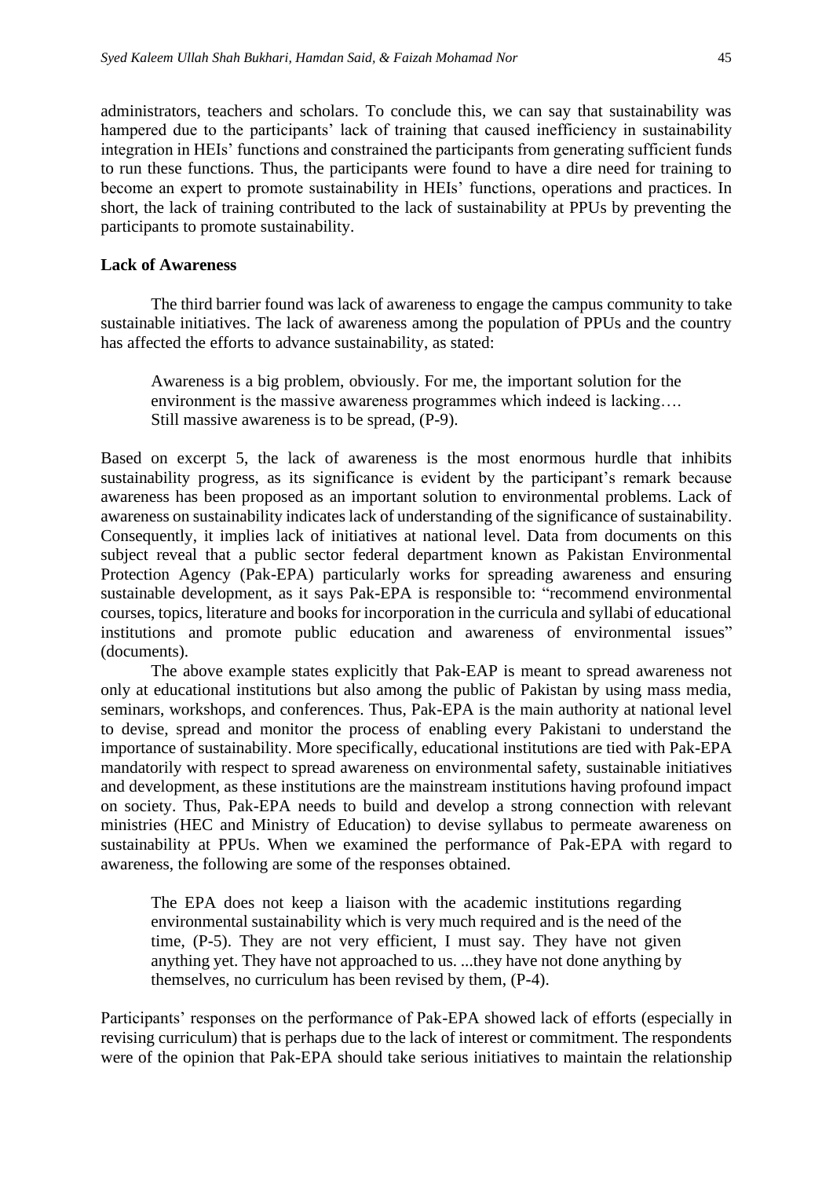administrators, teachers and scholars. To conclude this, we can say that sustainability was hampered due to the participants' lack of training that caused inefficiency in sustainability integration in HEIs' functions and constrained the participants from generating sufficient funds to run these functions. Thus, the participants were found to have a dire need for training to become an expert to promote sustainability in HEIs' functions, operations and practices. In short, the lack of training contributed to the lack of sustainability at PPUs by preventing the participants to promote sustainability.

**Lack of Awareness**

The third barrier found was lack of awareness to engage the campus community to take sustainable initiatives. The lack of awareness among the population of PPUs and the country has affected the efforts to advance sustainability, as stated:

> Awareness is a big problem, obviously. For me, the important solution for the environment is the massive awareness programmes which indeed is lacking…. Still massive awareness is to be spread, (P-9).

Based on excerpt 5, the lack of awareness is the most enormous hurdle that inhibits sustainability progress, as its significance is evident by the participant's remark because awareness has been proposed as an important solution to environmental problems. Lack of awareness on sustainability indicates lack of understanding of the significance of sustainability. Consequently, it implies lack of initiatives at national level. Data from documents on this subject reveal that a public sector federal department known as Pakistan Environmental Protection Agency (Pak-EPA) particularly works for spreading awareness and ensuring sustainable development, as it says Pak-EPA is responsible to: "recommend environmental courses, topics, literature and books for incorporation in the curricula and syllabi of educational institutions and promote public education and awareness of environmental issues" (documents).

The above example states explicitly that Pak-EAP is meant to spread awareness not only at educational institutions but also among the public of Pakistan by using mass media, seminars, workshops, and conferences. Thus, Pak-EPA is the main authority at national level to devise, spread and monitor the process of enabling every Pakistani to understand the importance of sustainability. More specifically, educational institutions are tied with Pak-EPA mandatorily with respect to spread awareness on environmental safety, sustainable initiatives and development, as these institutions are the mainstream institutions having profound impact on society. Thus, Pak-EPA needs to build and develop a strong connection with relevant ministries (HEC and Ministry of Education) to devise syllabus to permeate awareness on sustainability at PPUs. When we examined the performance of Pak-EPA with regard to awareness, the following are some of the responses obtained.

> The EPA does not keep a liaison with the academic institutions regarding environmental sustainability which is very much required and is the need of the time, (P-5). They are not very efficient, I must say. They have not given anything yet. They have not approached to us. ...they have not done anything by themselves, no curriculum has been revised by them, (P-4).

Participants' responses on the performance of Pak-EPA showed lack of efforts (especially in revising curriculum) that is perhaps due to the lack of interest or commitment. The respondents were of the opinion that Pak-EPA should take serious initiatives to maintain the relationship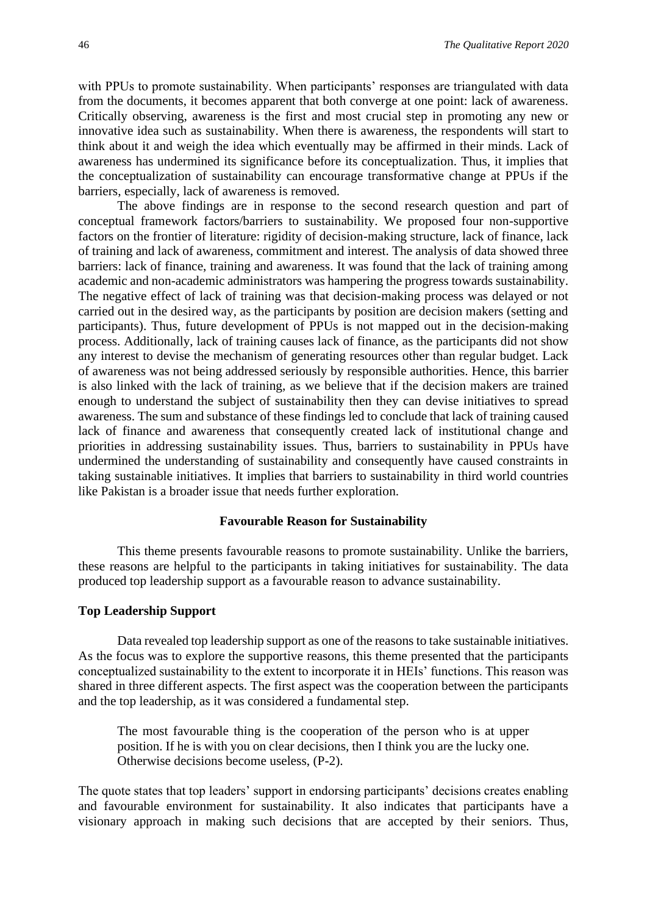with PPUs to promote sustainability. When participants' responses are triangulated with data from the documents, it becomes apparent that both converge at one point: lack of awareness. Critically observing, awareness is the first and most crucial step in promoting any new or innovative idea such as sustainability. When there is awareness, the respondents will start to think about it and weigh the idea which eventually may be affirmed in their minds. Lack of awareness has undermined its significance before its conceptualization. Thus, it implies that the conceptualization of sustainability can encourage transformative change at PPUs if the barriers, especially, lack of awareness is removed.

The above findings are in response to the second research question and part of conceptual framework factors/barriers to sustainability. We proposed four non-supportive factors on the frontier of literature: rigidity of decision-making structure, lack of finance, lack of training and lack of awareness, commitment and interest. The analysis of data showed three barriers: lack of finance, training and awareness. It was found that the lack of training among academic and non-academic administrators was hampering the progress towards sustainability. The negative effect of lack of training was that decision-making process was delayed or not carried out in the desired way, as the participants by position are decision makers (setting and participants). Thus, future development of PPUs is not mapped out in the decision-making process. Additionally, lack of training causes lack of finance, as the participants did not show any interest to devise the mechanism of generating resources other than regular budget. Lack of awareness was not being addressed seriously by responsible authorities. Hence, this barrier is also linked with the lack of training, as we believe that if the decision makers are trained enough to understand the subject of sustainability then they can devise initiatives to spread awareness. The sum and substance of these findings led to conclude that lack of training caused lack of finance and awareness that consequently created lack of institutional change and priorities in addressing sustainability issues. Thus, barriers to sustainability in PPUs have undermined the understanding of sustainability and consequently have caused constraints in taking sustainable initiatives. It implies that barriers to sustainability in third world countries like Pakistan is a broader issue that needs further exploration.

## Favourable Reason for Sustainability

This theme presents favourable reasons to promote sustainability. Unlike the barriers, these reasons are helpful to the participants in taking initiatives for sustainability. The data produced top leadership support as a favourable reason to advance sustainability.

### Top Leadership Support

Data revealed top leadership support as one of the reasons to take sustainable initiatives. As the focus was to explore the supportive reasons, this theme presented that the participants conceptualized sustainability to the extent to incorporate it in HEIs' functions. This reason was shared in three different aspects. The first aspect was the cooperation between the participants and the top leadership, as it was considered a fundamental step.

> The most favourable thing is the cooperation of the person who is at upper position. If he is with you on clear decisions, then I think you are the lucky one. Otherwise decisions become useless, (P-2).

The quote states that top leaders' support in endorsing participants' decisions creates enabling and favourable environment for sustainability. It also indicates that participants have a visionary approach in making such decisions that are accepted by their seniors. Thus,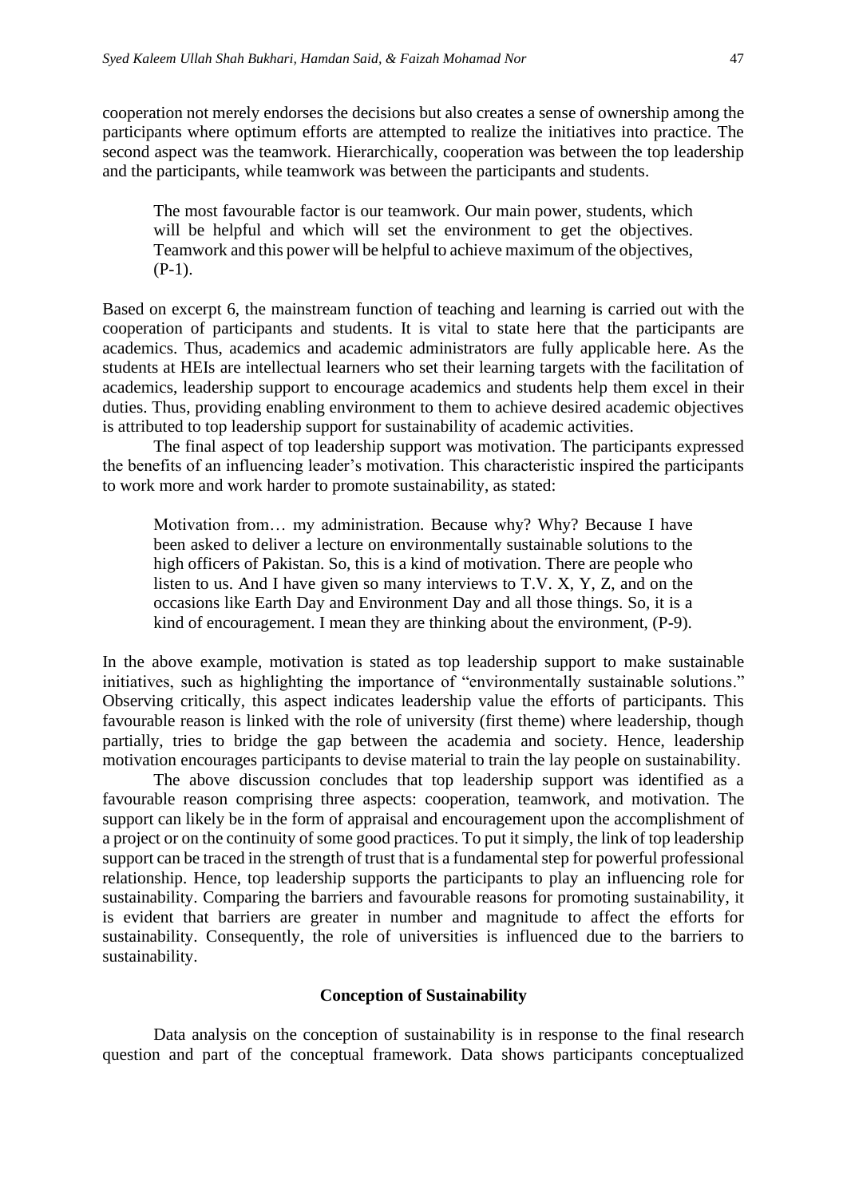cooperation not merely endorses the decisions but also creates a sense of ownership among the participants where optimum efforts are attempted to realize the initiatives into practice. The second aspect was the teamwork. Hierarchically, cooperation was between the top leadership and the participants, while teamwork was between the participants and students.

> The most favourable factor is our teamwork. Our main power, students, which will be helpful and which will set the environment to get the objectives. Teamwork and this power will be helpful to achieve maximum of the objectives, (P-1).

Based on excerpt 6, the mainstream function of teaching and learning is carried out with the cooperation of participants and students. It is vital to state here that the participants are academics. Thus, academics and academic administrators are fully applicable here. As the students at HEIs are intellectual learners who set their learning targets with the facilitation of academics, leadership support to encourage academics and students help them excel in their duties. Thus, providing enabling environment to them to achieve desired academic objectives is attributed to top leadership support for sustainability of academic activities.

The final aspect of top leadership support was motivation. The participants expressed the benefits of an influencing leader's motivation. This characteristic inspired the participants to work more and work harder to promote sustainability, as stated:

> Motivation from… my administration. Because why? Why? Because I have been asked to deliver a lecture on environmentally sustainable solutions to the high officers of Pakistan. So, this is a kind of motivation. There are people who listen to us. And I have given so many interviews to T.V. X, Y, Z, and on the occasions like Earth Day and Environment Day and all those things. So, it is a kind of encouragement. I mean they are thinking about the environment, (P-9).

In the above example, motivation is stated as top leadership support to make sustainable initiatives, such as highlighting the importance of "environmentally sustainable solutions." Observing critically, this aspect indicates leadership value the efforts of participants. This favourable reason is linked with the role of university (first theme) where leadership, though partially, tries to bridge the gap between the academia and society. Hence, leadership motivation encourages participants to devise material to train the lay people on sustainability.

The above discussion concludes that top leadership support was identified as a favourable reason comprising three aspects: cooperation, teamwork, and motivation. The support can likely be in the form of appraisal and encouragement upon the accomplishment of a project or on the continuity of some good practices. To put it simply, the link of top leadership support can be traced in the strength of trust that is a fundamental step for powerful professional relationship. Hence, top leadership supports the participants to play an influencing role for sustainability. Comparing the barriers and favourable reasons for promoting sustainability, it is evident that barriers are greater in number and magnitude to affect the efforts for sustainability. Consequently, the role of universities is influenced due to the barriers to sustainability.

### Conception of Sustainability

Data analysis on the conception of sustainability is in response to the final research question and part of the conceptual framework. Data shows participants conceptualized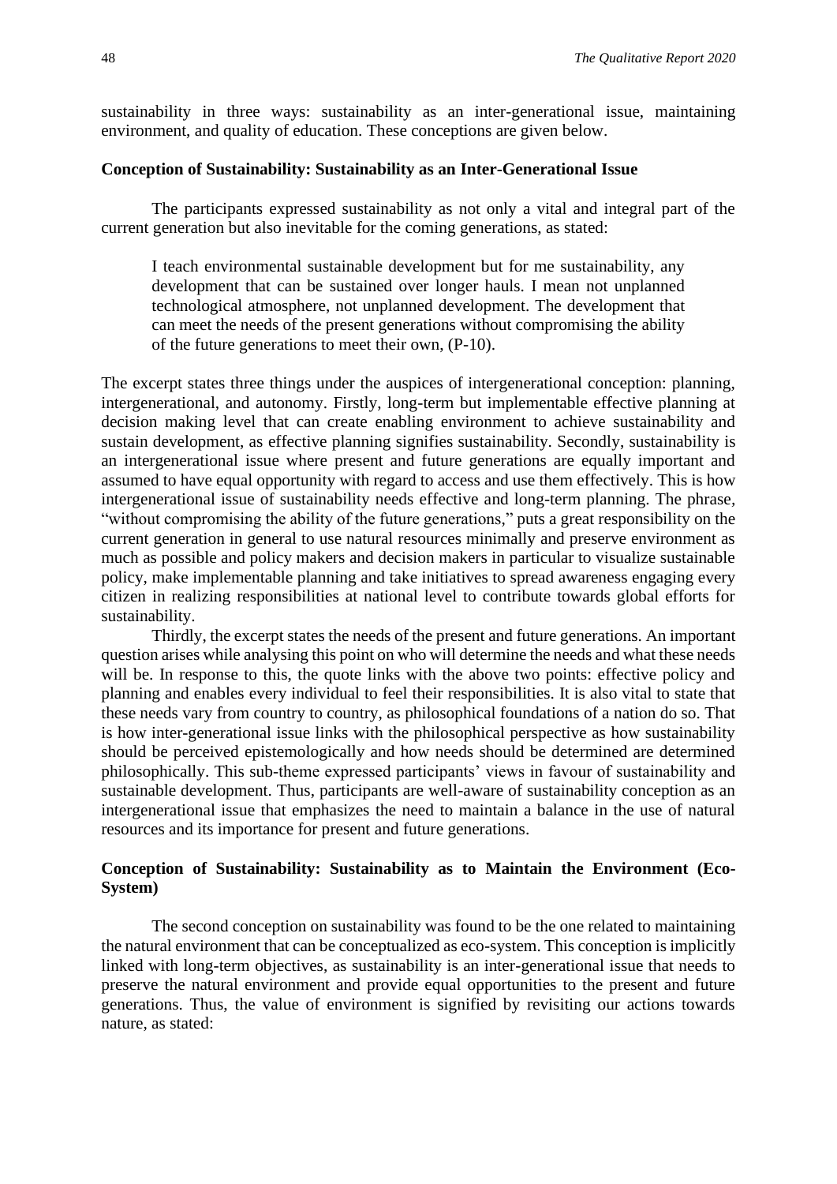sustainability in three ways: sustainability as an inter-generational issue, maintaining environment, and quality of education. These conceptions are given below.

**Conception of Sustainability: Sustainability as an Inter-Generational Issue**

The participants expressed sustainability as not only a vital and integral part of the current generation but also inevitable for the coming generations, as stated:

> I teach environmental sustainable development but for me sustainability, any development that can be sustained over longer hauls. I mean not unplanned technological atmosphere, not unplanned development. The development that can meet the needs of the present generations without compromising the ability of the future generations to meet their own, (P-10).

The excerpt states three things under the auspices of intergenerational conception: planning, intergenerational, and autonomy. Firstly, long-term but implementable effective planning at decision making level that can create enabling environment to achieve sustainability and sustain development, as effective planning signifies sustainability. Secondly, sustainability is an intergenerational issue where present and future generations are equally important and assumed to have equal opportunity with regard to access and use them effectively. This is how intergenerational issue of sustainability needs effective and long-term planning. The phrase, "without compromising the ability of the future generations," puts a great responsibility on the current generation in general to use natural resources minimally and preserve environment as much as possible and policy makers and decision makers in particular to visualize sustainable policy, make implementable planning and take initiatives to spread awareness engaging every citizen in realizing responsibilities at national level to contribute towards global efforts for sustainability.

Thirdly, the excerpt states the needs of the present and future generations. An important question arises while analysing this point on who will determine the needs and what these needs will be. In response to this, the quote links with the above two points: effective policy and planning and enables every individual to feel their responsibilities. It is also vital to state that these needs vary from country to country, as philosophical foundations of a nation do so. That is how inter-generational issue links with the philosophical perspective as how sustainability should be perceived epistemologically and how needs should be determined are determined philosophically. This sub-theme expressed participants' views in favour of sustainability and sustainable development. Thus, participants are well-aware of sustainability conception as an intergenerational issue that emphasizes the need to maintain a balance in the use of natural resources and its importance for present and future generations.

**Conception of Sustainability: Sustainability as to Maintain the Environment (Eco-System)**

The second conception on sustainability was found to be the one related to maintaining the natural environment that can be conceptualized as eco-system. This conception is implicitly linked with long-term objectives, as sustainability is an inter-generational issue that needs to preserve the natural environment and provide equal opportunities to the present and future generations. Thus, the value of environment is signified by revisiting our actions towards nature, as stated: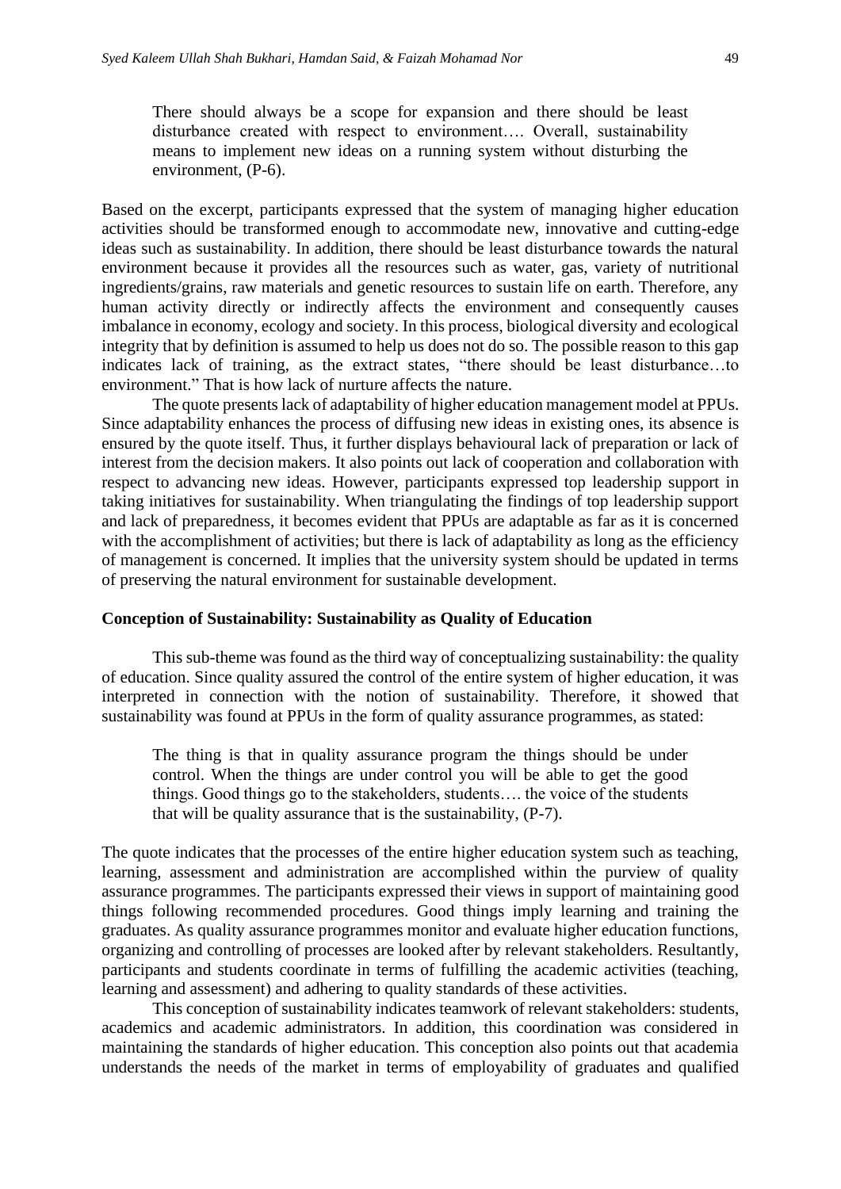> There should always be a scope for expansion and there should be least disturbance created with respect to environment…. Overall, sustainability means to implement new ideas on a running system without disturbing the environment, (P-6).

Based on the excerpt, participants expressed that the system of managing higher education activities should be transformed enough to accommodate new, innovative and cutting-edge ideas such as sustainability. In addition, there should be least disturbance towards the natural environment because it provides all the resources such as water, gas, variety of nutritional ingredients/grains, raw materials and genetic resources to sustain life on earth. Therefore, any human activity directly or indirectly affects the environment and consequently causes imbalance in economy, ecology and society. In this process, biological diversity and ecological integrity that by definition is assumed to help us does not do so. The possible reason to this gap indicates lack of training, as the extract states, "there should be least disturbance…to environment." That is how lack of nurture affects the nature.

The quote presents lack of adaptability of higher education management model at PPUs. Since adaptability enhances the process of diffusing new ideas in existing ones, its absence is ensured by the quote itself. Thus, it further displays behavioural lack of preparation or lack of interest from the decision makers. It also points out lack of cooperation and collaboration with respect to advancing new ideas. However, participants expressed top leadership support in taking initiatives for sustainability. When triangulating the findings of top leadership support and lack of preparedness, it becomes evident that PPUs are adaptable as far as it is concerned with the accomplishment of activities; but there is lack of adaptability as long as the efficiency of management is concerned. It implies that the university system should be updated in terms of preserving the natural environment for sustainable development.

**Conception of Sustainability: Sustainability as Quality of Education**

This sub-theme was found as the third way of conceptualizing sustainability: the quality of education. Since quality assured the control of the entire system of higher education, it was interpreted in connection with the notion of sustainability. Therefore, it showed that sustainability was found at PPUs in the form of quality assurance programmes, as stated:

> The thing is that in quality assurance program the things should be under control. When the things are under control you will be able to get the good things. Good things go to the stakeholders, students…. the voice of the students that will be quality assurance that is the sustainability, (P-7).

The quote indicates that the processes of the entire higher education system such as teaching, learning, assessment and administration are accomplished within the purview of quality assurance programmes. The participants expressed their views in support of maintaining good things following recommended procedures. Good things imply learning and training the graduates. As quality assurance programmes monitor and evaluate higher education functions, organizing and controlling of processes are looked after by relevant stakeholders. Resultantly, participants and students coordinate in terms of fulfilling the academic activities (teaching, learning and assessment) and adhering to quality standards of these activities.

This conception of sustainability indicates teamwork of relevant stakeholders: students, academics and academic administrators. In addition, this coordination was considered in maintaining the standards of higher education. This conception also points out that academia understands the needs of the market in terms of employability of graduates and qualified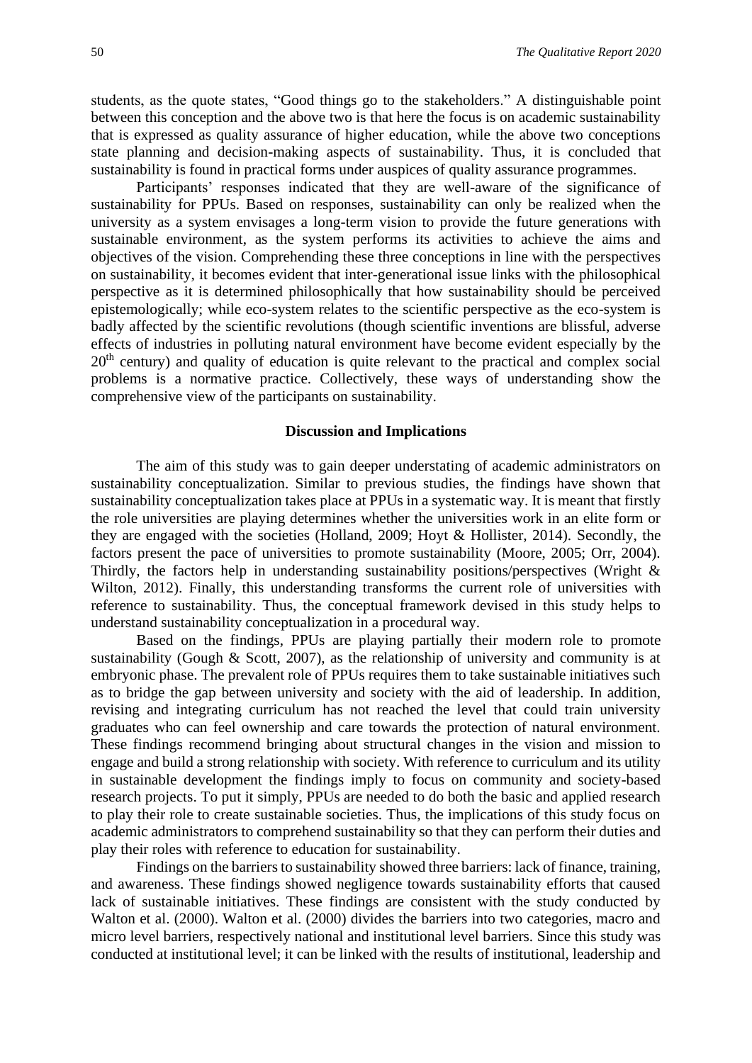students, as the quote states, "Good things go to the stakeholders." A distinguishable point between this conception and the above two is that here the focus is on academic sustainability that is expressed as quality assurance of higher education, while the above two conceptions state planning and decision-making aspects of sustainability. Thus, it is concluded that sustainability is found in practical forms under auspices of quality assurance programmes.

Participants' responses indicated that they are well-aware of the significance of sustainability for PPUs. Based on responses, sustainability can only be realized when the university as a system envisages a long-term vision to provide the future generations with sustainable environment, as the system performs its activities to achieve the aims and objectives of the vision. Comprehending these three conceptions in line with the perspectives on sustainability, it becomes evident that inter-generational issue links with the philosophical perspective as it is determined philosophically that how sustainability should be perceived epistemologically; while eco-system relates to the scientific perspective as the eco-system is badly affected by the scientific revolutions (though scientific inventions are blissful, adverse effects of industries in polluting natural environment have become evident especially by the 20th century) and quality of education is quite relevant to the practical and complex social problems is a normative practice. Collectively, these ways of understanding show the comprehensive view of the participants on sustainability.

## Discussion and Implications

The aim of this study was to gain deeper understating of academic administrators on sustainability conceptualization. Similar to previous studies, the findings have shown that sustainability conceptualization takes place at PPUs in a systematic way. It is meant that firstly the role universities are playing determines whether the universities work in an elite form or they are engaged with the societies (Holland, 2009; Hoyt & Hollister, 2014). Secondly, the factors present the pace of universities to promote sustainability (Moore, 2005; Orr, 2004). Thirdly, the factors help in understanding sustainability positions/perspectives (Wright & Wilton, 2012). Finally, this understanding transforms the current role of universities with reference to sustainability. Thus, the conceptual framework devised in this study helps to understand sustainability conceptualization in a procedural way.

Based on the findings, PPUs are playing partially their modern role to promote sustainability (Gough & Scott, 2007), as the relationship of university and community is at embryonic phase. The prevalent role of PPUs requires them to take sustainable initiatives such as to bridge the gap between university and society with the aid of leadership. In addition, revising and integrating curriculum has not reached the level that could train university graduates who can feel ownership and care towards the protection of natural environment. These findings recommend bringing about structural changes in the vision and mission to engage and build a strong relationship with society. With reference to curriculum and its utility in sustainable development the findings imply to focus on community and society-based research projects. To put it simply, PPUs are needed to do both the basic and applied research to play their role to create sustainable societies. Thus, the implications of this study focus on academic administrators to comprehend sustainability so that they can perform their duties and play their roles with reference to education for sustainability.

Findings on the barriers to sustainability showed three barriers: lack of finance, training, and awareness. These findings showed negligence towards sustainability efforts that caused lack of sustainable initiatives. These findings are consistent with the study conducted by Walton et al. (2000). Walton et al. (2000) divides the barriers into two categories, macro and micro level barriers, respectively national and institutional level barriers. Since this study was conducted at institutional level; it can be linked with the results of institutional, leadership and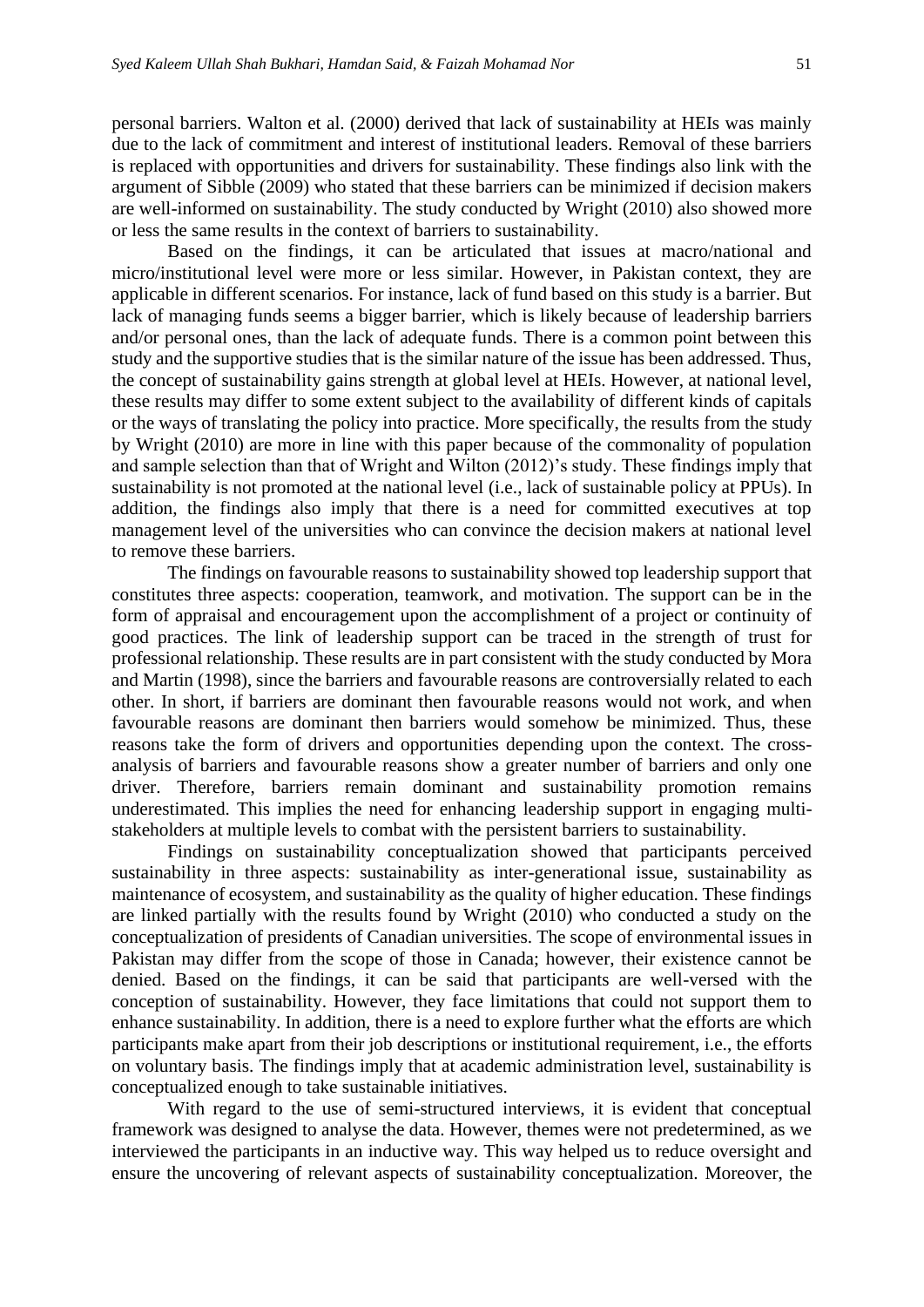personal barriers. Walton et al. (2000) derived that lack of sustainability at HEIs was mainly due to the lack of commitment and interest of institutional leaders. Removal of these barriers is replaced with opportunities and drivers for sustainability. These findings also link with the argument of Sibble (2009) who stated that these barriers can be minimized if decision makers are well-informed on sustainability. The study conducted by Wright (2010) also showed more or less the same results in the context of barriers to sustainability.

Based on the findings, it can be articulated that issues at macro/national and micro/institutional level were more or less similar. However, in Pakistan context, they are applicable in different scenarios. For instance, lack of fund based on this study is a barrier. But lack of managing funds seems a bigger barrier, which is likely because of leadership barriers and/or personal ones, than the lack of adequate funds. There is a common point between this study and the supportive studies that is the similar nature of the issue has been addressed. Thus, the concept of sustainability gains strength at global level at HEIs. However, at national level, these results may differ to some extent subject to the availability of different kinds of capitals or the ways of translating the policy into practice. More specifically, the results from the study by Wright (2010) are more in line with this paper because of the commonality of population and sample selection than that of Wright and Wilton (2012)'s study. These findings imply that sustainability is not promoted at the national level (i.e., lack of sustainable policy at PPUs). In addition, the findings also imply that there is a need for committed executives at top management level of the universities who can convince the decision makers at national level to remove these barriers.

The findings on favourable reasons to sustainability showed top leadership support that constitutes three aspects: cooperation, teamwork, and motivation. The support can be in the form of appraisal and encouragement upon the accomplishment of a project or continuity of good practices. The link of leadership support can be traced in the strength of trust for professional relationship. These results are in part consistent with the study conducted by Mora and Martin (1998), since the barriers and favourable reasons are controversially related to each other. In short, if barriers are dominant then favourable reasons would not work, and when favourable reasons are dominant then barriers would somehow be minimized. Thus, these reasons take the form of drivers and opportunities depending upon the context. The cross-analysis of barriers and favourable reasons show a greater number of barriers and only one driver. Therefore, barriers remain dominant and sustainability promotion remains underestimated. This implies the need for enhancing leadership support in engaging multi-stakeholders at multiple levels to combat with the persistent barriers to sustainability.

Findings on sustainability conceptualization showed that participants perceived sustainability in three aspects: sustainability as inter-generational issue, sustainability as maintenance of ecosystem, and sustainability as the quality of higher education. These findings are linked partially with the results found by Wright (2010) who conducted a study on the conceptualization of presidents of Canadian universities. The scope of environmental issues in Pakistan may differ from the scope of those in Canada; however, their existence cannot be denied. Based on the findings, it can be said that participants are well-versed with the conception of sustainability. However, they face limitations that could not support them to enhance sustainability. In addition, there is a need to explore further what the efforts are which participants make apart from their job descriptions or institutional requirement, i.e., the efforts on voluntary basis. The findings imply that at academic administration level, sustainability is conceptualized enough to take sustainable initiatives.

With regard to the use of semi-structured interviews, it is evident that conceptual framework was designed to analyse the data. However, themes were not predetermined, as we interviewed the participants in an inductive way. This way helped us to reduce oversight and ensure the uncovering of relevant aspects of sustainability conceptualization. Moreover, the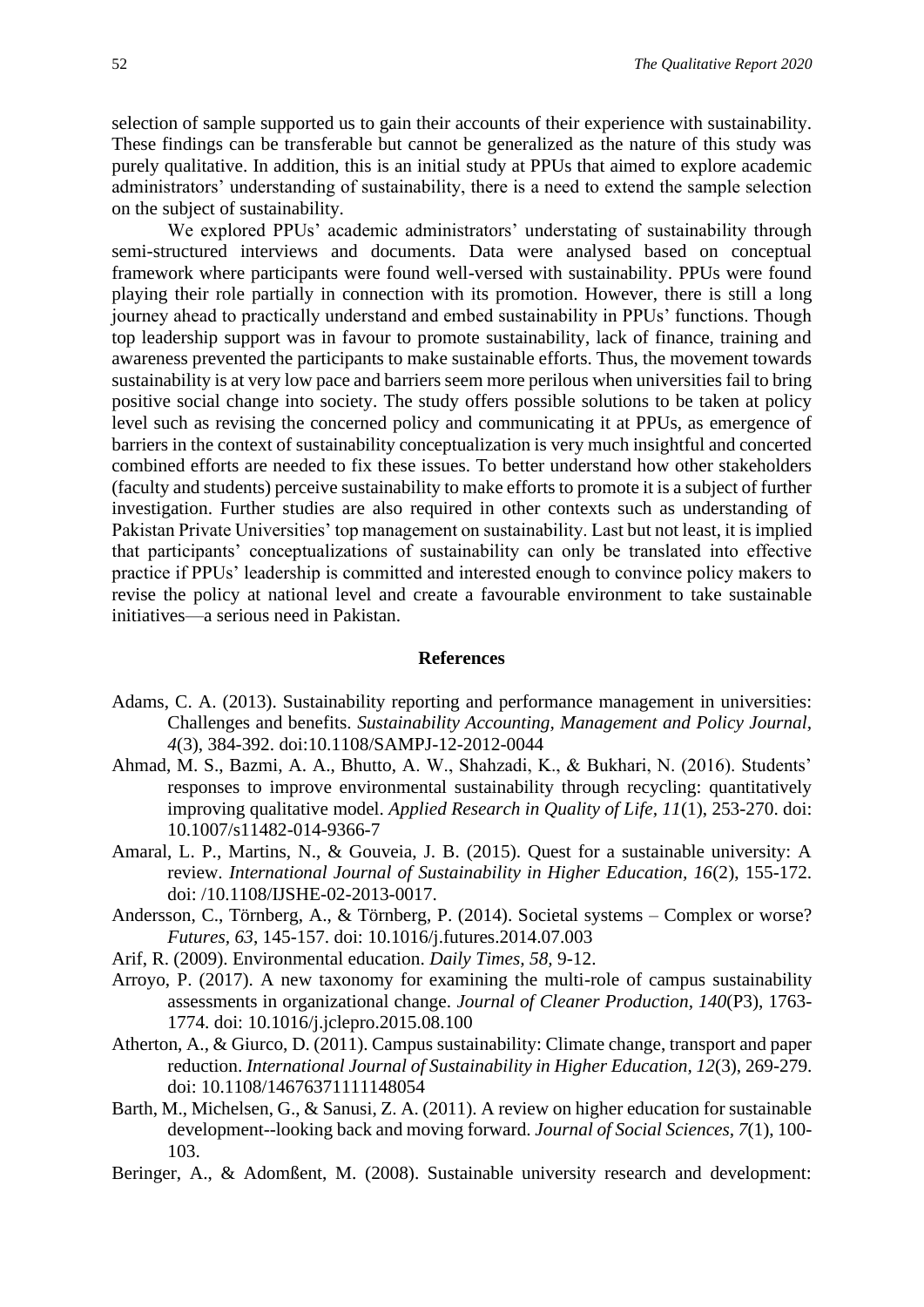selection of sample supported us to gain their accounts of their experience with sustainability. These findings can be transferable but cannot be generalized as the nature of this study was purely qualitative. In addition, this is an initial study at PPUs that aimed to explore academic administrators' understanding of sustainability, there is a need to extend the sample selection on the subject of sustainability.

We explored PPUs' academic administrators' understating of sustainability through semi-structured interviews and documents. Data were analysed based on conceptual framework where participants were found well-versed with sustainability. PPUs were found playing their role partially in connection with its promotion. However, there is still a long journey ahead to practically understand and embed sustainability in PPUs' functions. Though top leadership support was in favour to promote sustainability, lack of finance, training and awareness prevented the participants to make sustainable efforts. Thus, the movement towards sustainability is at very low pace and barriers seem more perilous when universities fail to bring positive social change into society. The study offers possible solutions to be taken at policy level such as revising the concerned policy and communicating it at PPUs, as emergence of barriers in the context of sustainability conceptualization is very much insightful and concerted combined efforts are needed to fix these issues. To better understand how other stakeholders (faculty and students) perceive sustainability to make efforts to promote it is a subject of further investigation. Further studies are also required in other contexts such as understanding of Pakistan Private Universities' top management on sustainability. Last but not least, it is implied that participants' conceptualizations of sustainability can only be translated into effective practice if PPUs' leadership is committed and interested enough to convince policy makers to revise the policy at national level and create a favourable environment to take sustainable initiatives—a serious need in Pakistan.

## References

Adams, C. A. (2013). Sustainability reporting and performance management in universities: Challenges and benefits. *Sustainability Accounting, Management and Policy Journal, 4*(3), 384-392. doi:10.1108/SAMPJ-12-2012-0044

Ahmad, M. S., Bazmi, A. A., Bhutto, A. W., Shahzadi, K., & Bukhari, N. (2016). Students' responses to improve environmental sustainability through recycling: quantitatively improving qualitative model. *Applied Research in Quality of Life, 11*(1), 253-270. doi: 10.1007/s11482-014-9366-7

Amaral, L. P., Martins, N., & Gouveia, J. B. (2015). Quest for a sustainable university: A review. *International Journal of Sustainability in Higher Education, 16*(2), 155-172. doi: /10.1108/IJSHE-02-2013-0017.

Andersson, C., Törnberg, A., & Törnberg, P. (2014). Societal systems – Complex or worse? *Futures, 63*, 145-157. doi: 10.1016/j.futures.2014.07.003

Arif, R. (2009). Environmental education. *Daily Times, 58*, 9-12.

Arroyo, P. (2017). A new taxonomy for examining the multi-role of campus sustainability assessments in organizational change. *Journal of Cleaner Production, 140*(P3), 1763-1774. doi: 10.1016/j.jclepro.2015.08.100

Atherton, A., & Giurco, D. (2011). Campus sustainability: Climate change, transport and paper reduction. *International Journal of Sustainability in Higher Education, 12*(3), 269-279. doi: 10.1108/14676371111148054

Barth, M., Michelsen, G., & Sanusi, Z. A. (2011). A review on higher education for sustainable development--looking back and moving forward. *Journal of Social Sciences, 7*(1), 100-103.

Beringer, A., & Adomßent, M. (2008). Sustainable university research and development: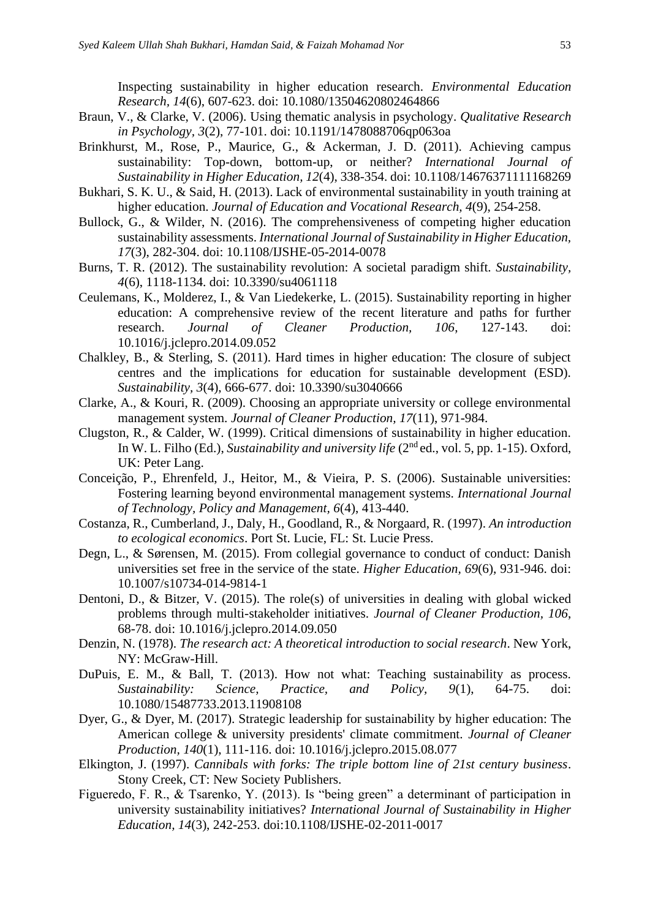Inspecting sustainability in higher education research. *Environmental Education Research, 14*(6), 607-623. doi: 10.1080/13504620802464866

Braun, V., & Clarke, V. (2006). Using thematic analysis in psychology. *Qualitative Research in Psychology, 3*(2), 77-101. doi: 10.1191/1478088706qp063oa

Brinkhurst, M., Rose, P., Maurice, G., & Ackerman, J. D. (2011). Achieving campus sustainability: Top-down, bottom-up, or neither? *International Journal of Sustainability in Higher Education, 12*(4), 338-354. doi: 10.1108/14676371111168269

Bukhari, S. K. U., & Said, H. (2013). Lack of environmental sustainability in youth training at higher education. *Journal of Education and Vocational Research, 4*(9), 254-258.

Bullock, G., & Wilder, N. (2016). The comprehensiveness of competing higher education sustainability assessments. *International Journal of Sustainability in Higher Education, 17*(3), 282-304. doi: 10.1108/IJSHE-05-2014-0078

Burns, T. R. (2012). The sustainability revolution: A societal paradigm shift. *Sustainability, 4*(6), 1118-1134. doi: 10.3390/su4061118

Ceulemans, K., Molderez, I., & Van Liedekerke, L. (2015). Sustainability reporting in higher education: A comprehensive review of the recent literature and paths for further research. *Journal of Cleaner Production, 106*, 127-143. doi: 10.1016/j.jclepro.2014.09.052

Chalkley, B., & Sterling, S. (2011). Hard times in higher education: The closure of subject centres and the implications for education for sustainable development (ESD). *Sustainability, 3*(4), 666-677. doi: 10.3390/su3040666

Clarke, A., & Kouri, R. (2009). Choosing an appropriate university or college environmental management system. *Journal of Cleaner Production, 17*(11), 971-984.

Clugston, R., & Calder, W. (1999). Critical dimensions of sustainability in higher education. In W. L. Filho (Ed.), *Sustainability and university life* (2nd ed., vol. 5, pp. 1-15). Oxford, UK: Peter Lang.

Conceição, P., Ehrenfeld, J., Heitor, M., & Vieira, P. S. (2006). Sustainable universities: Fostering learning beyond environmental management systems. *International Journal of Technology, Policy and Management, 6*(4), 413-440.

Costanza, R., Cumberland, J., Daly, H., Goodland, R., & Norgaard, R. (1997). *An introduction to ecological economics*. Port St. Lucie, FL: St. Lucie Press.

Degn, L., & Sørensen, M. (2015). From collegial governance to conduct of conduct: Danish universities set free in the service of the state. *Higher Education, 69*(6), 931-946. doi: 10.1007/s10734-014-9814-1

Dentoni, D., & Bitzer, V. (2015). The role(s) of universities in dealing with global wicked problems through multi-stakeholder initiatives. *Journal of Cleaner Production, 106*, 68-78. doi: 10.1016/j.jclepro.2014.09.050

Denzin, N. (1978). *The research act: A theoretical introduction to social research*. New York, NY: McGraw-Hill.

DuPuis, E. M., & Ball, T. (2013). How not what: Teaching sustainability as process. *Sustainability: Science, Practice, and Policy, 9*(1), 64-75. doi: 10.1080/15487733.2013.11908108

Dyer, G., & Dyer, M. (2017). Strategic leadership for sustainability by higher education: The American college & university presidents' climate commitment. *Journal of Cleaner Production, 140*(1), 111-116. doi: 10.1016/j.jclepro.2015.08.077

Elkington, J. (1997). *Cannibals with forks: The triple bottom line of 21st century business*. Stony Creek, CT: New Society Publishers.

Figueredo, F. R., & Tsarenko, Y. (2013). Is "being green" a determinant of participation in university sustainability initiatives? *International Journal of Sustainability in Higher Education, 14*(3), 242-253. doi:10.1108/IJSHE-02-2011-0017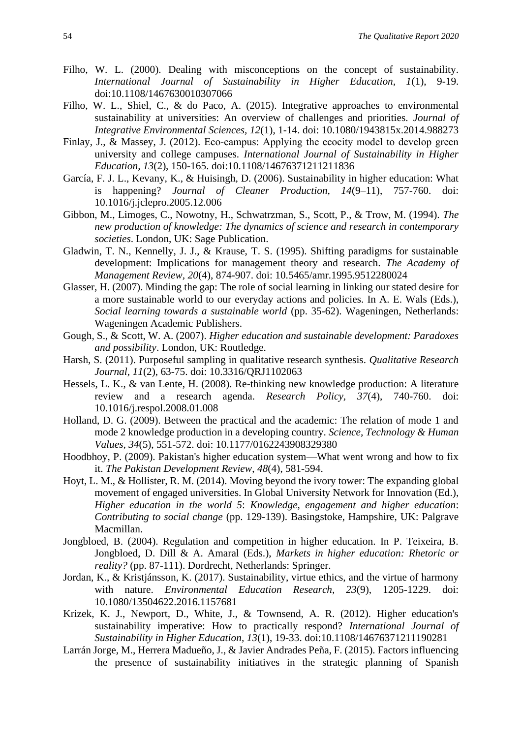Filho, W. L. (2000). Dealing with misconceptions on the concept of sustainability. *International Journal of Sustainability in Higher Education, 1*(1), 9-19. doi:10.1108/1467630010307066

Filho, W. L., Shiel, C., & do Paco, A. (2015). Integrative approaches to environmental sustainability at universities: An overview of challenges and priorities. *Journal of Integrative Environmental Sciences, 12*(1), 1-14. doi: 10.1080/1943815x.2014.988273

Finlay, J., & Massey, J. (2012). Eco-campus: Applying the ecocity model to develop green university and college campuses. *International Journal of Sustainability in Higher Education, 13*(2), 150-165. doi:10.1108/14676371211211836

García, F. J. L., Kevany, K., & Huisingh, D. (2006). Sustainability in higher education: What is happening? *Journal of Cleaner Production, 14*(9–11), 757-760. doi: 10.1016/j.jclepro.2005.12.006

Gibbon, M., Limoges, C., Nowotny, H., Schwatrzman, S., Scott, P., & Trow, M. (1994). *The new production of knowledge: The dynamics of science and research in contemporary societies*. London, UK: Sage Publication.

Gladwin, T. N., Kennelly, J. J., & Krause, T. S. (1995). Shifting paradigms for sustainable development: Implications for management theory and research. *The Academy of Management Review, 20*(4), 874-907. doi: 10.5465/amr.1995.9512280024

Glasser, H. (2007). Minding the gap: The role of social learning in linking our stated desire for a more sustainable world to our everyday actions and policies. In A. E. Wals (Eds.), *Social learning towards a sustainable world* (pp. 35-62). Wageningen, Netherlands: Wageningen Academic Publishers.

Gough, S., & Scott, W. A. (2007). *Higher education and sustainable development: Paradoxes and possibility*. London, UK: Routledge.

Harsh, S. (2011). Purposeful sampling in qualitative research synthesis. *Qualitative Research Journal, 11*(2), 63-75. doi: 10.3316/QRJ1102063

Hessels, L. K., & van Lente, H. (2008). Re-thinking new knowledge production: A literature review and a research agenda. *Research Policy, 37*(4), 740-760. doi: 10.1016/j.respol.2008.01.008

Holland, D. G. (2009). Between the practical and the academic: The relation of mode 1 and mode 2 knowledge production in a developing country. *Science, Technology & Human Values, 34*(5), 551-572. doi: 10.1177/0162243908329380

Hoodbhoy, P. (2009). Pakistan's higher education system—What went wrong and how to fix it. *The Pakistan Development Review*, *48*(4), 581-594.

Hoyt, L. M., & Hollister, R. M. (2014). Moving beyond the ivory tower: The expanding global movement of engaged universities. In Global University Network for Innovation (Ed.), *Higher education in the world 5*: *Knowledge, engagement and higher education*: *Contributing to social change* (pp. 129-139). Basingstoke, Hampshire, UK: Palgrave Macmillan.

Jongbloed, B. (2004). Regulation and competition in higher education. In P. Teixeira, B. Jongbloed, D. Dill & A. Amaral (Eds.), *Markets in higher education: Rhetoric or reality?* (pp. 87-111). Dordrecht, Netherlands: Springer.

Jordan, K., & Kristjánsson, K. (2017). Sustainability, virtue ethics, and the virtue of harmony with nature. *Environmental Education Research, 23*(9), 1205-1229. doi: 10.1080/13504622.2016.1157681

Krizek, K. J., Newport, D., White, J., & Townsend, A. R. (2012). Higher education's sustainability imperative: How to practically respond? *International Journal of Sustainability in Higher Education, 13*(1), 19-33. doi:10.1108/14676371211190281

Larrán Jorge, M., Herrera Madueño, J., & Javier Andrades Peña, F. (2015). Factors influencing the presence of sustainability initiatives in the strategic planning of Spanish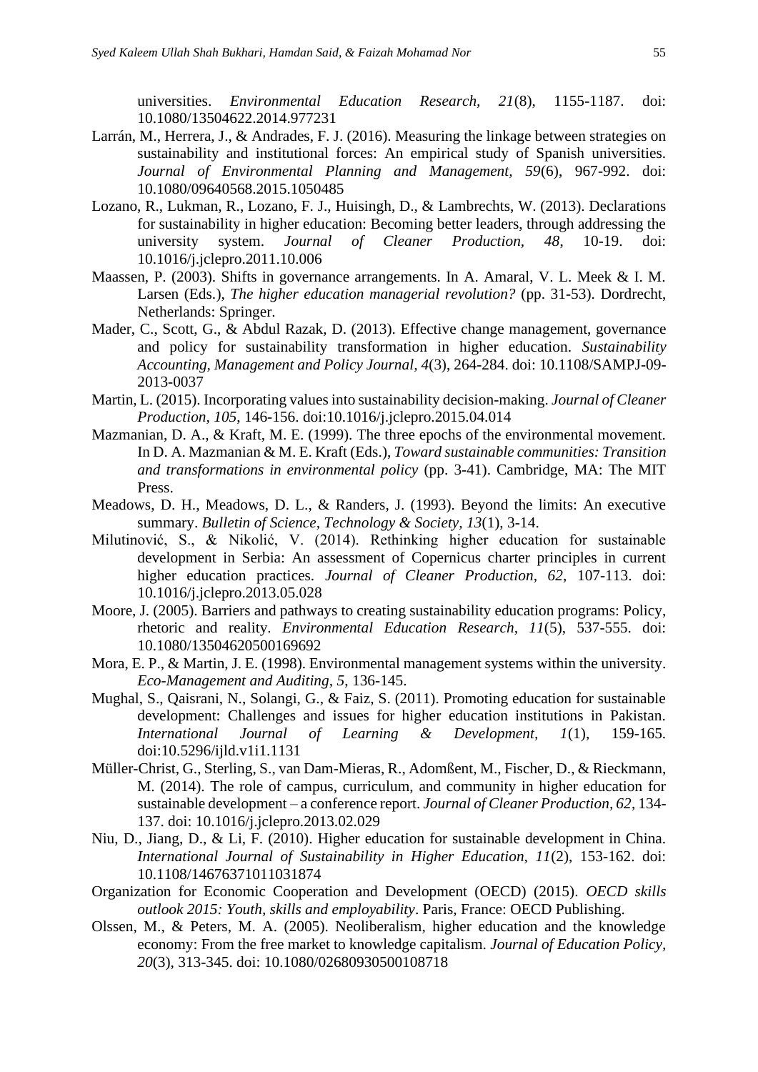universities. *Environmental Education Research, 21*(8), 1155-1187. doi: 10.1080/13504622.2014.977231

Larrán, M., Herrera, J., & Andrades, F. J. (2016). Measuring the linkage between strategies on sustainability and institutional forces: An empirical study of Spanish universities. *Journal of Environmental Planning and Management, 59*(6), 967-992. doi: 10.1080/09640568.2015.1050485

Lozano, R., Lukman, R., Lozano, F. J., Huisingh, D., & Lambrechts, W. (2013). Declarations for sustainability in higher education: Becoming better leaders, through addressing the university system. *Journal of Cleaner Production, 48*, 10-19. doi: 10.1016/j.jclepro.2011.10.006

Maassen, P. (2003). Shifts in governance arrangements. In A. Amaral, V. L. Meek & I. M. Larsen (Eds.), *The higher education managerial revolution?* (pp. 31-53). Dordrecht, Netherlands: Springer.

Mader, C., Scott, G., & Abdul Razak, D. (2013). Effective change management, governance and policy for sustainability transformation in higher education. *Sustainability Accounting, Management and Policy Journal, 4*(3), 264-284. doi: 10.1108/SAMPJ-09-2013-0037

Martin, L. (2015). Incorporating values into sustainability decision-making. *Journal of Cleaner Production, 105*, 146-156. doi:10.1016/j.jclepro.2015.04.014

Mazmanian, D. A., & Kraft, M. E. (1999). The three epochs of the environmental movement. In D. A. Mazmanian & M. E. Kraft (Eds.), *Toward sustainable communities: Transition and transformations in environmental policy* (pp. 3-41). Cambridge, MA: The MIT Press.

Meadows, D. H., Meadows, D. L., & Randers, J. (1993). Beyond the limits: An executive summary. *Bulletin of Science, Technology & Society, 13*(1), 3-14.

Milutinović, S., & Nikolić, V. (2014). Rethinking higher education for sustainable development in Serbia: An assessment of Copernicus charter principles in current higher education practices. *Journal of Cleaner Production, 62*, 107-113. doi: 10.1016/j.jclepro.2013.05.028

Moore, J. (2005). Barriers and pathways to creating sustainability education programs: Policy, rhetoric and reality. *Environmental Education Research, 11*(5), 537-555. doi: 10.1080/13504620500169692

Mora, E. P., & Martin, J. E. (1998). Environmental management systems within the university. *Eco-Management and Auditing, 5*, 136-145.

Mughal, S., Qaisrani, N., Solangi, G., & Faiz, S. (2011). Promoting education for sustainable development: Challenges and issues for higher education institutions in Pakistan. *International Journal of Learning & Development, 1*(1), 159-165. doi:10.5296/ijld.v1i1.1131

Müller-Christ, G., Sterling, S., van Dam-Mieras, R., Adomßent, M., Fischer, D., & Rieckmann, M. (2014). The role of campus, curriculum, and community in higher education for sustainable development – a conference report. *Journal of Cleaner Production, 62*, 134-137. doi: 10.1016/j.jclepro.2013.02.029

Niu, D., Jiang, D., & Li, F. (2010). Higher education for sustainable development in China. *International Journal of Sustainability in Higher Education, 11*(2), 153-162. doi: 10.1108/14676371011031874

Organization for Economic Cooperation and Development (OECD) (2015). *OECD skills outlook 2015: Youth, skills and employability*. Paris, France: OECD Publishing.

Olssen, M., & Peters, M. A. (2005). Neoliberalism, higher education and the knowledge economy: From the free market to knowledge capitalism. *Journal of Education Policy, 20*(3), 313-345. doi: 10.1080/02680930500108718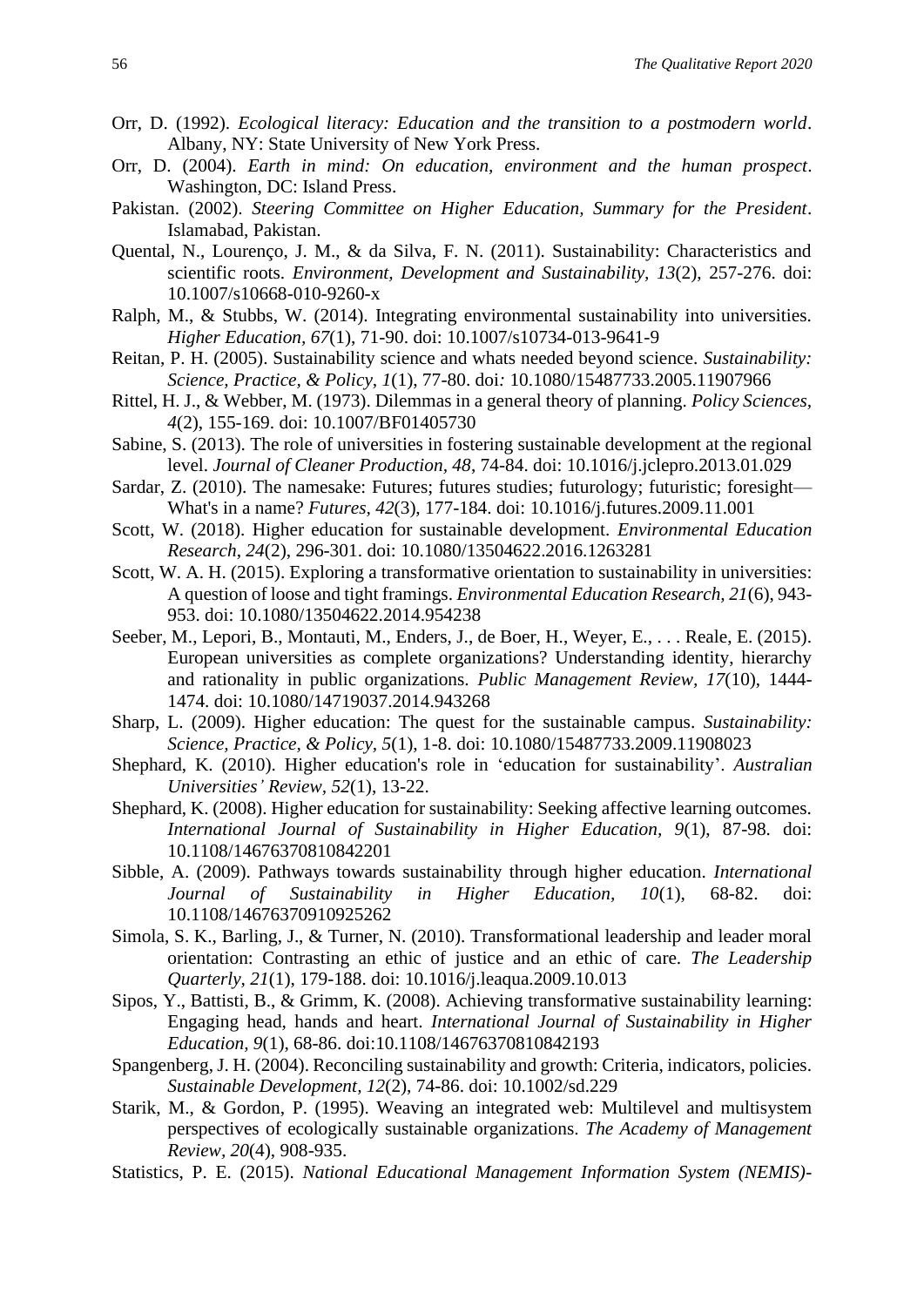Orr, D. (1992). *Ecological literacy: Education and the transition to a postmodern world*. Albany, NY: State University of New York Press.

Orr, D. (2004). *Earth in mind: On education, environment and the human prospect*. Washington, DC: Island Press.

Pakistan. (2002). *Steering Committee on Higher Education, Summary for the President*. Islamabad, Pakistan.

Quental, N., Lourenço, J. M., & da Silva, F. N. (2011). Sustainability: Characteristics and scientific roots. *Environment, Development and Sustainability, 13*(2), 257-276. doi: 10.1007/s10668-010-9260-x

Ralph, M., & Stubbs, W. (2014). Integrating environmental sustainability into universities. *Higher Education*, *67*(1), 71-90. doi: 10.1007/s10734-013-9641-9

Reitan, P. H. (2005). Sustainability science and whats needed beyond science. *Sustainability: Science, Practice, & Policy, 1*(1), 77-80. doi*:* 10.1080/15487733.2005.11907966

Rittel, H. J., & Webber, M. (1973). Dilemmas in a general theory of planning. *Policy Sciences, 4*(2), 155-169. doi: 10.1007/BF01405730

Sabine, S. (2013). The role of universities in fostering sustainable development at the regional level. *Journal of Cleaner Production, 48*, 74-84. doi: 10.1016/j.jclepro.2013.01.029

Sardar, Z. (2010). The namesake: Futures; futures studies; futurology; futuristic; foresight—What's in a name? *Futures, 42*(3), 177-184. doi: 10.1016/j.futures.2009.11.001

Scott, W. (2018). Higher education for sustainable development. *Environmental Education Research*, *24*(2), 296-301. doi: 10.1080/13504622.2016.1263281

Scott, W. A. H. (2015). Exploring a transformative orientation to sustainability in universities: A question of loose and tight framings. *Environmental Education Research, 21*(6), 943-953. doi: 10.1080/13504622.2014.954238

Seeber, M., Lepori, B., Montauti, M., Enders, J., de Boer, H., Weyer, E., . . . Reale, E. (2015). European universities as complete organizations? Understanding identity, hierarchy and rationality in public organizations. *Public Management Review, 17*(10), 1444-1474. doi: 10.1080/14719037.2014.943268

Sharp, L. (2009). Higher education: The quest for the sustainable campus. *Sustainability: Science, Practice, & Policy, 5*(1), 1-8. doi: 10.1080/15487733.2009.11908023

Shephard, K. (2010). Higher education's role in 'education for sustainability'. *Australian Universities' Review, 52*(1), 13-22.

Shephard, K. (2008). Higher education for sustainability: Seeking affective learning outcomes. *International Journal of Sustainability in Higher Education, 9*(1), 87-98. doi: 10.1108/14676370810842201

Sibble, A. (2009). Pathways towards sustainability through higher education. *International Journal of Sustainability in Higher Education, 10*(1), 68-82. doi: 10.1108/14676370910925262

Simola, S. K., Barling, J., & Turner, N. (2010). Transformational leadership and leader moral orientation: Contrasting an ethic of justice and an ethic of care. *The Leadership Quarterly, 21*(1), 179-188. doi: 10.1016/j.leaqua.2009.10.013

Sipos, Y., Battisti, B., & Grimm, K. (2008). Achieving transformative sustainability learning: Engaging head, hands and heart. *International Journal of Sustainability in Higher Education, 9*(1), 68-86. doi:10.1108/14676370810842193

Spangenberg, J. H. (2004). Reconciling sustainability and growth: Criteria, indicators, policies. *Sustainable Development, 12*(2), 74-86. doi: 10.1002/sd.229

Starik, M., & Gordon, P. (1995). Weaving an integrated web: Multilevel and multisystem perspectives of ecologically sustainable organizations. *The Academy of Management Review, 20*(4), 908-935.

Statistics, P. E. (2015). *National Educational Management Information System (NEMIS)-*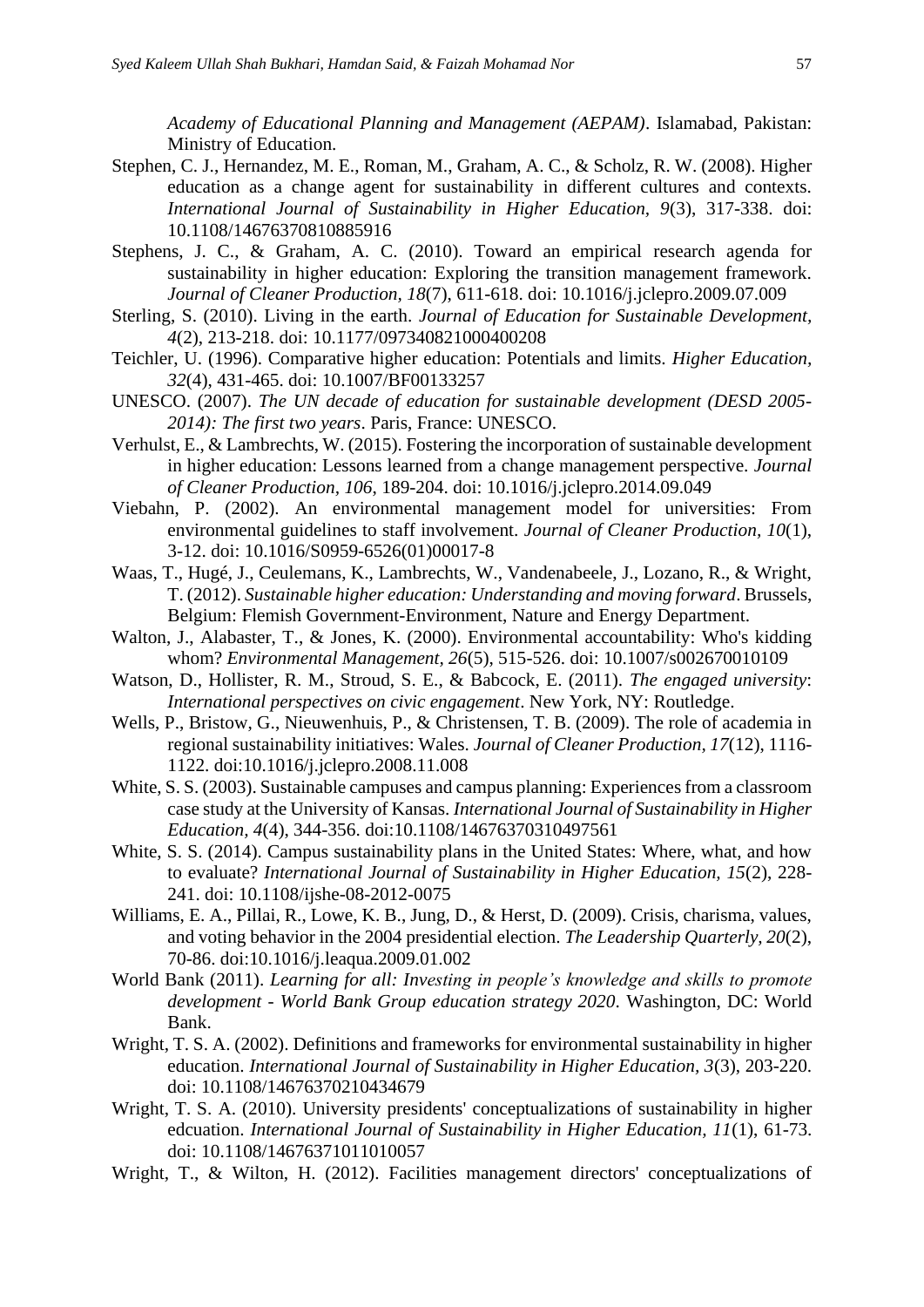*Academy of Educational Planning and Management (AEPAM)*. Islamabad, Pakistan: Ministry of Education.

Stephen, C. J., Hernandez, M. E., Roman, M., Graham, A. C., & Scholz, R. W. (2008). Higher education as a change agent for sustainability in different cultures and contexts. *International Journal of Sustainability in Higher Education, 9*(3), 317-338. doi: 10.1108/14676370810885916

Stephens, J. C., & Graham, A. C. (2010). Toward an empirical research agenda for sustainability in higher education: Exploring the transition management framework. *Journal of Cleaner Production, 18*(7), 611-618. doi: 10.1016/j.jclepro.2009.07.009

Sterling, S. (2010). Living in the earth. *Journal of Education for Sustainable Development, 4*(2), 213-218. doi: 10.1177/097340821000400208

Teichler, U. (1996). Comparative higher education: Potentials and limits. *Higher Education, 32*(4), 431-465. doi: 10.1007/BF00133257

UNESCO. (2007). *The UN decade of education for sustainable development (DESD 2005-2014): The first two years*. Paris, France: UNESCO.

Verhulst, E., & Lambrechts, W. (2015). Fostering the incorporation of sustainable development in higher education: Lessons learned from a change management perspective. *Journal of Cleaner Production, 106*, 189-204. doi: 10.1016/j.jclepro.2014.09.049

Viebahn, P. (2002). An environmental management model for universities: From environmental guidelines to staff involvement. *Journal of Cleaner Production, 10*(1), 3-12. doi: 10.1016/S0959-6526(01)00017-8

Waas, T., Hugé, J., Ceulemans, K., Lambrechts, W., Vandenabeele, J., Lozano, R., & Wright, T. (2012). *Sustainable higher education: Understanding and moving forward*. Brussels, Belgium: Flemish Government-Environment, Nature and Energy Department.

Walton, J., Alabaster, T., & Jones, K. (2000). Environmental accountability: Who's kidding whom? *Environmental Management, 26*(5), 515-526. doi: 10.1007/s002670010109

Watson, D., Hollister, R. M., Stroud, S. E., & Babcock, E. (2011). *The engaged university: International perspectives on civic engagement*. New York, NY: Routledge.

Wells, P., Bristow, G., Nieuwenhuis, P., & Christensen, T. B. (2009). The role of academia in regional sustainability initiatives: Wales. *Journal of Cleaner Production, 17*(12), 1116-1122. doi:10.1016/j.jclepro.2008.11.008

White, S. S. (2003). Sustainable campuses and campus planning: Experiences from a classroom case study at the University of Kansas. *International Journal of Sustainability in Higher Education, 4*(4), 344-356. doi:10.1108/14676370310497561

White, S. S. (2014). Campus sustainability plans in the United States: Where, what, and how to evaluate? *International Journal of Sustainability in Higher Education, 15*(2), 228-241. doi: 10.1108/ijshe-08-2012-0075

Williams, E. A., Pillai, R., Lowe, K. B., Jung, D., & Herst, D. (2009). Crisis, charisma, values, and voting behavior in the 2004 presidential election. *The Leadership Quarterly, 20*(2), 70-86. doi:10.1016/j.leaqua.2009.01.002

World Bank (2011). *Learning for all: Investing in people's knowledge and skills to promote development - World Bank Group education strategy 2020*. Washington, DC: World Bank.

Wright, T. S. A. (2002). Definitions and frameworks for environmental sustainability in higher education. *International Journal of Sustainability in Higher Education, 3*(3), 203-220. doi: 10.1108/14676370210434679

Wright, T. S. A. (2010). University presidents' conceptualizations of sustainability in higher edcuation. *International Journal of Sustainability in Higher Education, 11*(1), 61-73. doi: 10.1108/14676371011010057

Wright, T., & Wilton, H. (2012). Facilities management directors' conceptualizations of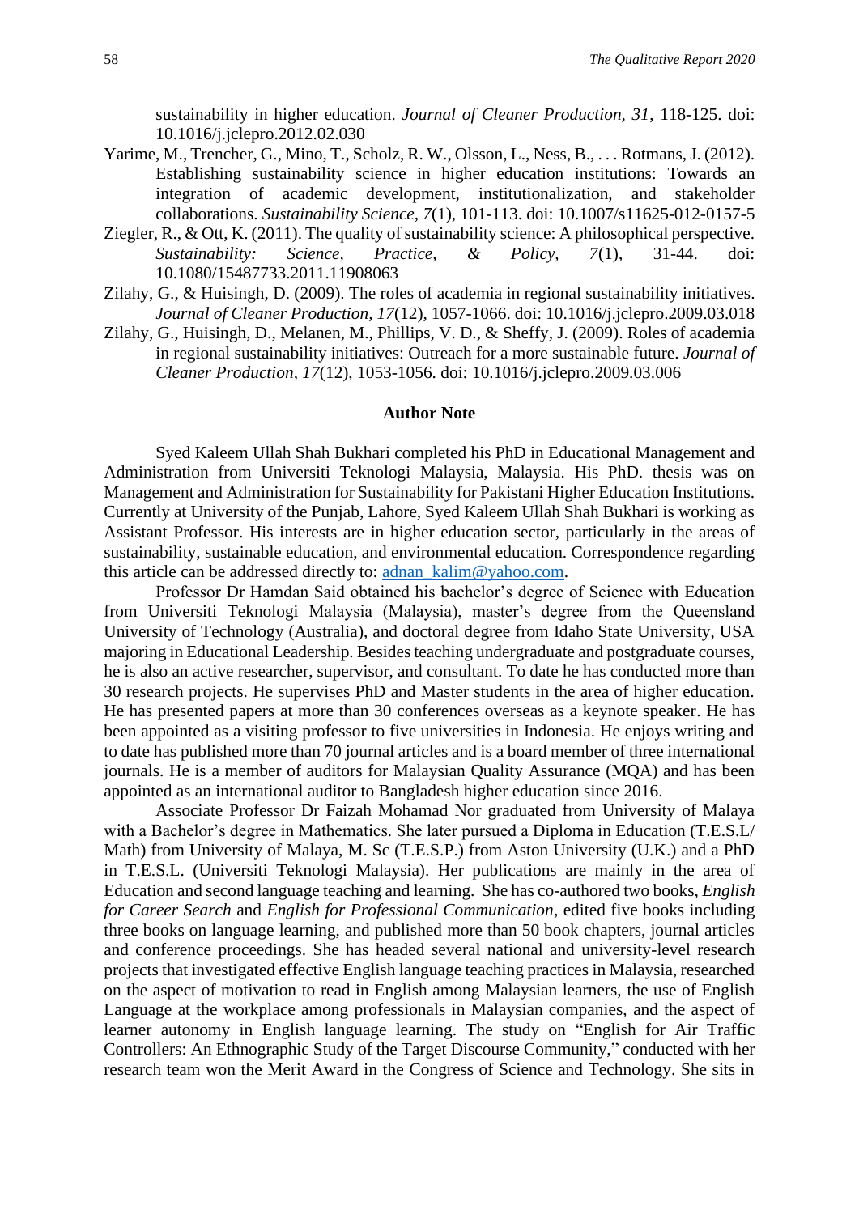sustainability in higher education. *Journal of Cleaner Production, 31*, 118-125. doi: 10.1016/j.jclepro.2012.02.030

Yarime, M., Trencher, G., Mino, T., Scholz, R. W., Olsson, L., Ness, B., . . . Rotmans, J. (2012). Establishing sustainability science in higher education institutions: Towards an integration of academic development, institutionalization, and stakeholder collaborations. *Sustainability Science, 7*(1), 101-113. doi: 10.1007/s11625-012-0157-5

Ziegler, R., & Ott, K. (2011). The quality of sustainability science: A philosophical perspective. *Sustainability: Science, Practice, & Policy, 7*(1), 31-44. doi: 10.1080/15487733.2011.11908063

Zilahy, G., & Huisingh, D. (2009). The roles of academia in regional sustainability initiatives. *Journal of Cleaner Production, 17*(12), 1057-1066. doi: 10.1016/j.jclepro.2009.03.018

Zilahy, G., Huisingh, D., Melanen, M., Phillips, V. D., & Sheffy, J. (2009). Roles of academia in regional sustainability initiatives: Outreach for a more sustainable future. *Journal of Cleaner Production, 17*(12), 1053-1056. doi: 10.1016/j.jclepro.2009.03.006

## Author Note

Syed Kaleem Ullah Shah Bukhari completed his PhD in Educational Management and Administration from Universiti Teknologi Malaysia, Malaysia. His PhD. thesis was on Management and Administration for Sustainability for Pakistani Higher Education Institutions. Currently at University of the Punjab, Lahore, Syed Kaleem Ullah Shah Bukhari is working as Assistant Professor. His interests are in higher education sector, particularly in the areas of sustainability, sustainable education, and environmental education. Correspondence regarding this article can be addressed directly to: adnan_kalim@yahoo.com.

Professor Dr Hamdan Said obtained his bachelor's degree of Science with Education from Universiti Teknologi Malaysia (Malaysia), master's degree from the Queensland University of Technology (Australia), and doctoral degree from Idaho State University, USA majoring in Educational Leadership. Besides teaching undergraduate and postgraduate courses, he is also an active researcher, supervisor, and consultant. To date he has conducted more than 30 research projects. He supervises PhD and Master students in the area of higher education. He has presented papers at more than 30 conferences overseas as a keynote speaker. He has been appointed as a visiting professor to five universities in Indonesia. He enjoys writing and to date has published more than 70 journal articles and is a board member of three international journals. He is a member of auditors for Malaysian Quality Assurance (MQA) and has been appointed as an international auditor to Bangladesh higher education since 2016.

Associate Professor Dr Faizah Mohamad Nor graduated from University of Malaya with a Bachelor's degree in Mathematics. She later pursued a Diploma in Education (T.E.S.L/ Math) from University of Malaya, M. Sc (T.E.S.P.) from Aston University (U.K.) and a PhD in T.E.S.L. (Universiti Teknologi Malaysia). Her publications are mainly in the area of Education and second language teaching and learning. She has co-authored two books, *English for Career Search* and *English for Professional Communication*, edited five books including three books on language learning, and published more than 50 book chapters, journal articles and conference proceedings. She has headed several national and university-level research projects that investigated effective English language teaching practices in Malaysia, researched on the aspect of motivation to read in English among Malaysian learners, the use of English Language at the workplace among professionals in Malaysian companies, and the aspect of learner autonomy in English language learning. The study on "English for Air Traffic Controllers: An Ethnographic Study of the Target Discourse Community," conducted with her research team won the Merit Award in the Congress of Science and Technology. She sits in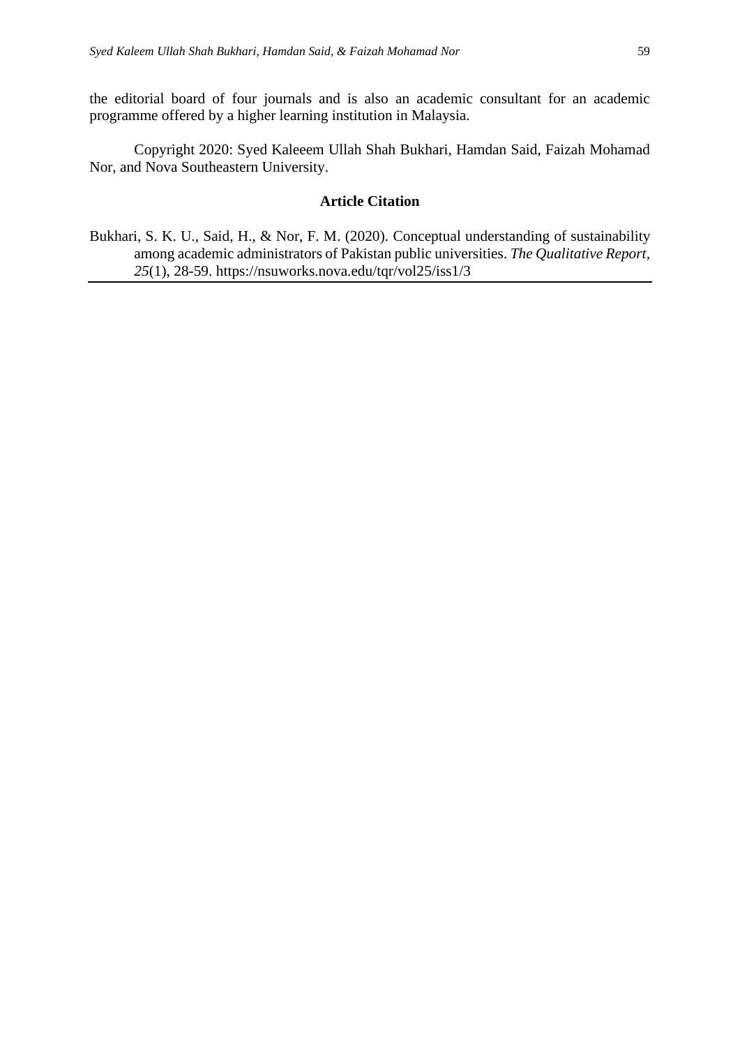the editorial board of four journals and is also an academic consultant for an academic programme offered by a higher learning institution in Malaysia.

Copyright 2020: Syed Kaleeem Ullah Shah Bukhari, Hamdan Said, Faizah Mohamad Nor, and Nova Southeastern University.

## Article Citation

Bukhari, S. K. U., Said, H., & Nor, F. M. (2020). Conceptual understanding of sustainability among academic administrators of Pakistan public universities. *The Qualitative Report, 25*(1), 28-59. https://nsuworks.nova.edu/tqr/vol25/iss1/3